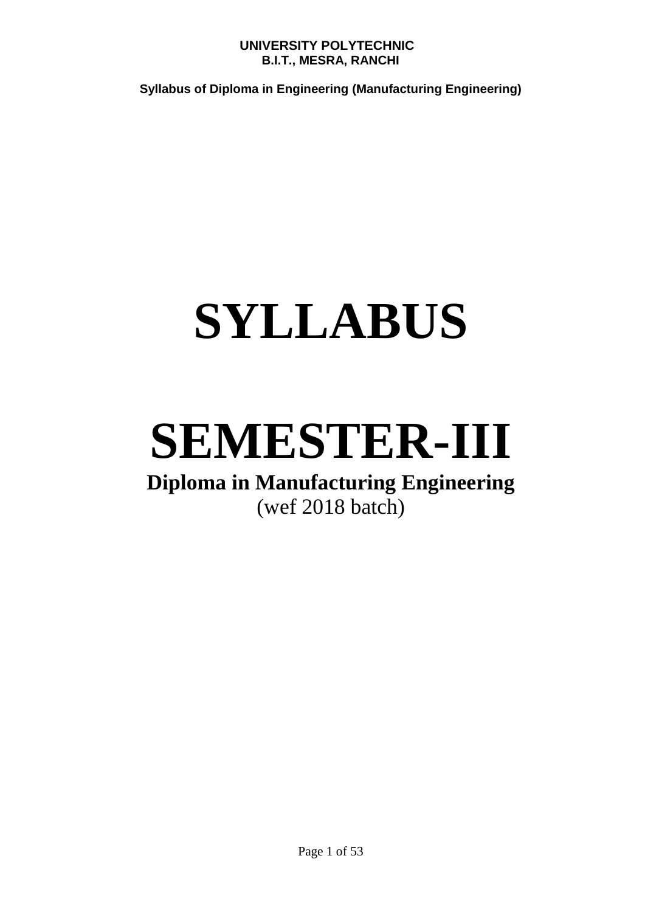# SYLLABUS

# SEMESTER-III

**Diploma in Manufacturing Engineering**

(wef 2018 batch)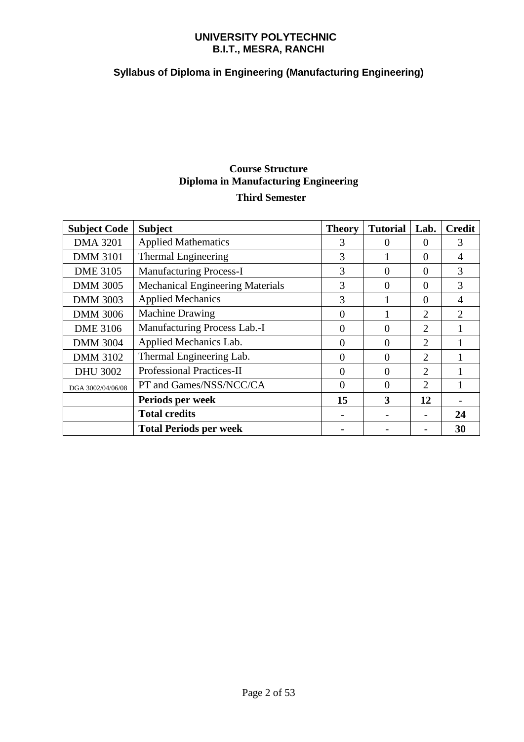**UNIVERSITY POLYTECHNIC**
**B.I.T., MESRA, RANCHI**

**Syllabus of Diploma in Engineering (Manufacturing Engineering)**

## Course Structure
## Diploma in Manufacturing Engineering
### Third Semester

| Subject Code | Subject | Theory | Tutorial | Lab. | Credit |
|---|---|---|---|---|---|
| DMA 3201 | Applied Mathematics | 3 | 0 | 0 | 3 |
| DMM 3101 | Thermal Engineering | 3 | 1 | 0 | 4 |
| DME 3105 | Manufacturing Process-I | 3 | 0 | 0 | 3 |
| DMM 3005 | Mechanical Engineering Materials | 3 | 0 | 0 | 3 |
| DMM 3003 | Applied Mechanics | 3 | 1 | 0 | 4 |
| DMM 3006 | Machine Drawing | 0 | 1 | 2 | 2 |
| DME 3106 | Manufacturing Process Lab.-I | 0 | 0 | 2 | 1 |
| DMM 3004 | Applied Mechanics Lab. | 0 | 0 | 2 | 1 |
| DMM 3102 | Thermal Engineering Lab. | 0 | 0 | 2 | 1 |
| DHU 3002 | Professional Practices-II | 0 | 0 | 2 | 1 |
| DGA 3002/04/06/08 | PT and Games/NSS/NCC/CA | 0 | 0 | 2 | 1 |
| | **Periods per week** | **15** | **3** | **12** | - |
| | **Total credits** | - | - | - | **24** |
| | **Total Periods per week** | - | - | - | **30** |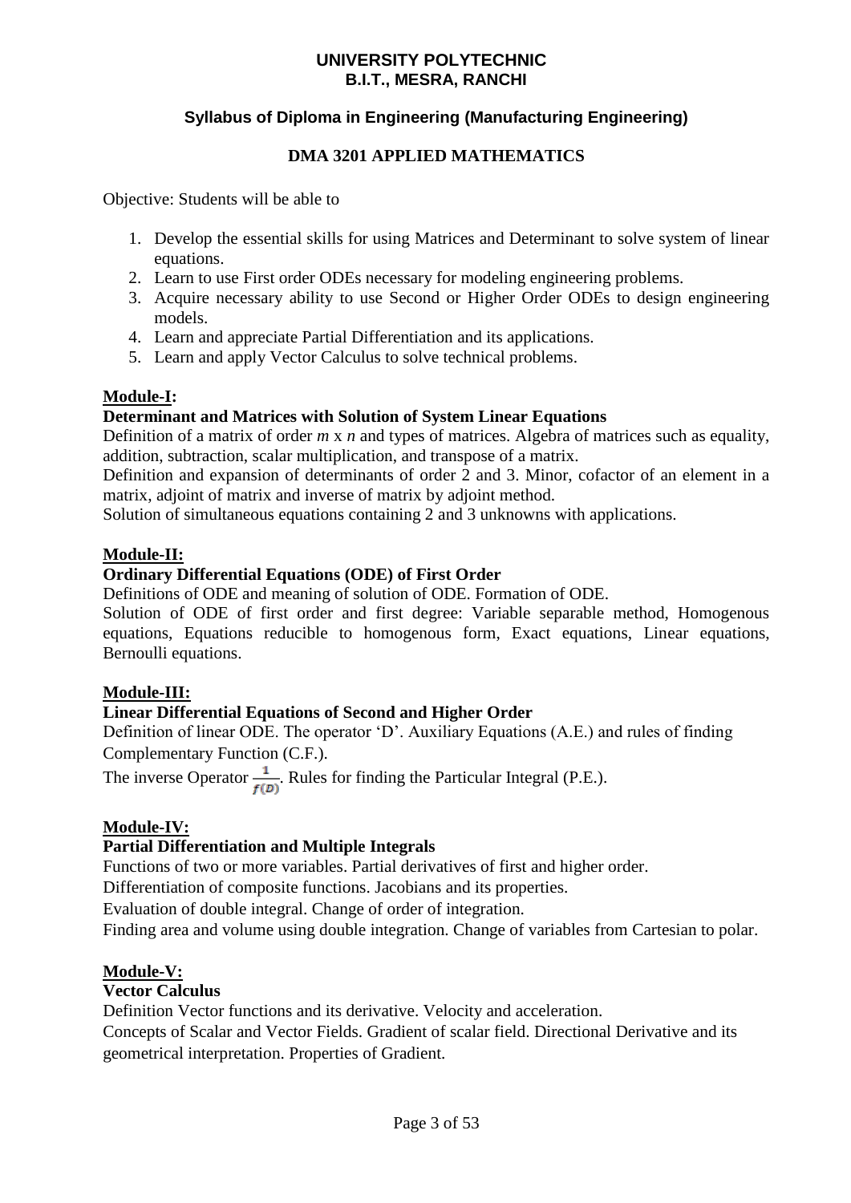**UNIVERSITY POLYTECHNIC**
**B.I.T., MESRA, RANCHI**

**Syllabus of Diploma in Engineering (Manufacturing Engineering)**

# DMA 3201 APPLIED MATHEMATICS

Objective: Students will be able to

1. Develop the essential skills for using Matrices and Determinant to solve system of linear equations.
2. Learn to use First order ODEs necessary for modeling engineering problems.
3. Acquire necessary ability to use Second or Higher Order ODEs to design engineering models.
4. Learn and appreciate Partial Differentiation and its applications.
5. Learn and apply Vector Calculus to solve technical problems.

## Module-I:

### Determinant and Matrices with Solution of System Linear Equations

Definition of a matrix of order $m \times n$ and types of matrices. Algebra of matrices such as equality, addition, subtraction, scalar multiplication, and transpose of a matrix.

Definition and expansion of determinants of order 2 and 3. Minor, cofactor of an element in a matrix, adjoint of matrix and inverse of matrix by adjoint method.

Solution of simultaneous equations containing 2 and 3 unknowns with applications.

## Module-II:

### Ordinary Differential Equations (ODE) of First Order

Definitions of ODE and meaning of solution of ODE. Formation of ODE.

Solution of ODE of first order and first degree: Variable separable method, Homogenous equations, Equations reducible to homogenous form, Exact equations, Linear equations, Bernoulli equations.

## Module-III:

### Linear Differential Equations of Second and Higher Order

Definition of linear ODE. The operator 'D'. Auxiliary Equations (A.E.) and rules of finding Complementary Function (C.F.).

The inverse Operator $\frac{1}{f(D)}$. Rules for finding the Particular Integral (P.E.).

## Module-IV:

### Partial Differentiation and Multiple Integrals

Functions of two or more variables. Partial derivatives of first and higher order.

Differentiation of composite functions. Jacobians and its properties.

Evaluation of double integral. Change of order of integration.

Finding area and volume using double integration. Change of variables from Cartesian to polar.

## Module-V:

### Vector Calculus

Definition Vector functions and its derivative. Velocity and acceleration.

Concepts of Scalar and Vector Fields. Gradient of scalar field. Directional Derivative and its geometrical interpretation. Properties of Gradient.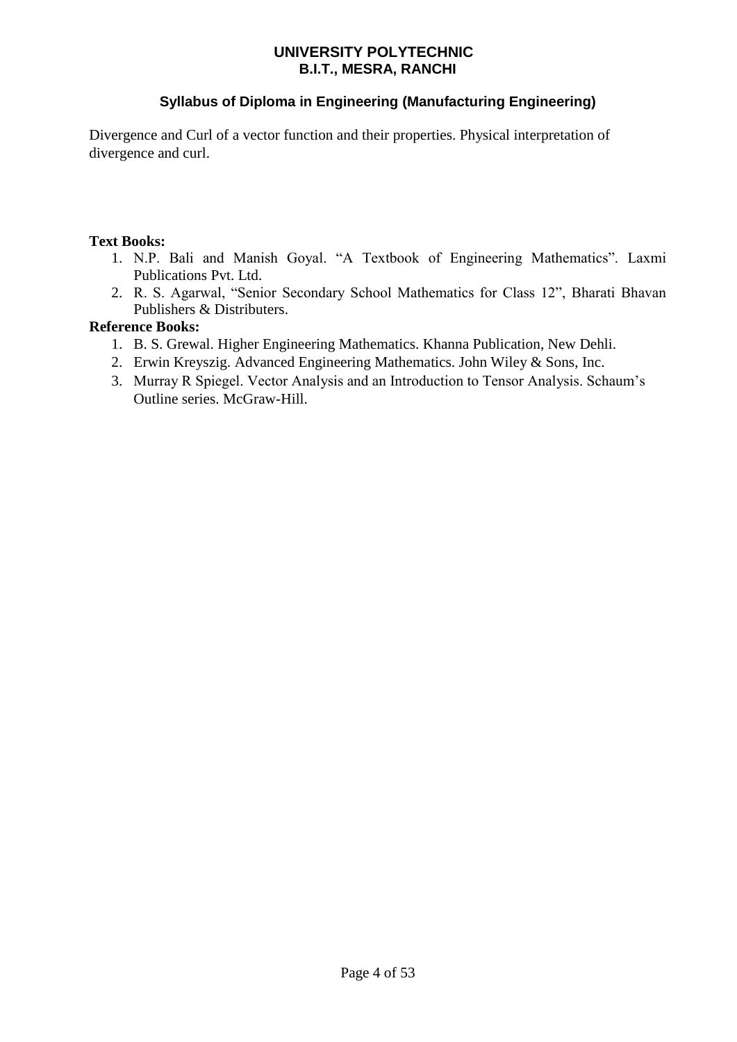Divergence and Curl of a vector function and their properties. Physical interpretation of divergence and curl.

**Text Books:**

1. N.P. Bali and Manish Goyal. "A Textbook of Engineering Mathematics". Laxmi Publications Pvt. Ltd.
2. R. S. Agarwal, "Senior Secondary School Mathematics for Class 12", Bharati Bhavan Publishers & Distributers.

**Reference Books:**

1. B. S. Grewal. Higher Engineering Mathematics. Khanna Publication, New Dehli.
2. Erwin Kreyszig. Advanced Engineering Mathematics. John Wiley & Sons, Inc.
3. Murray R Spiegel. Vector Analysis and an Introduction to Tensor Analysis. Schaum's Outline series. McGraw-Hill.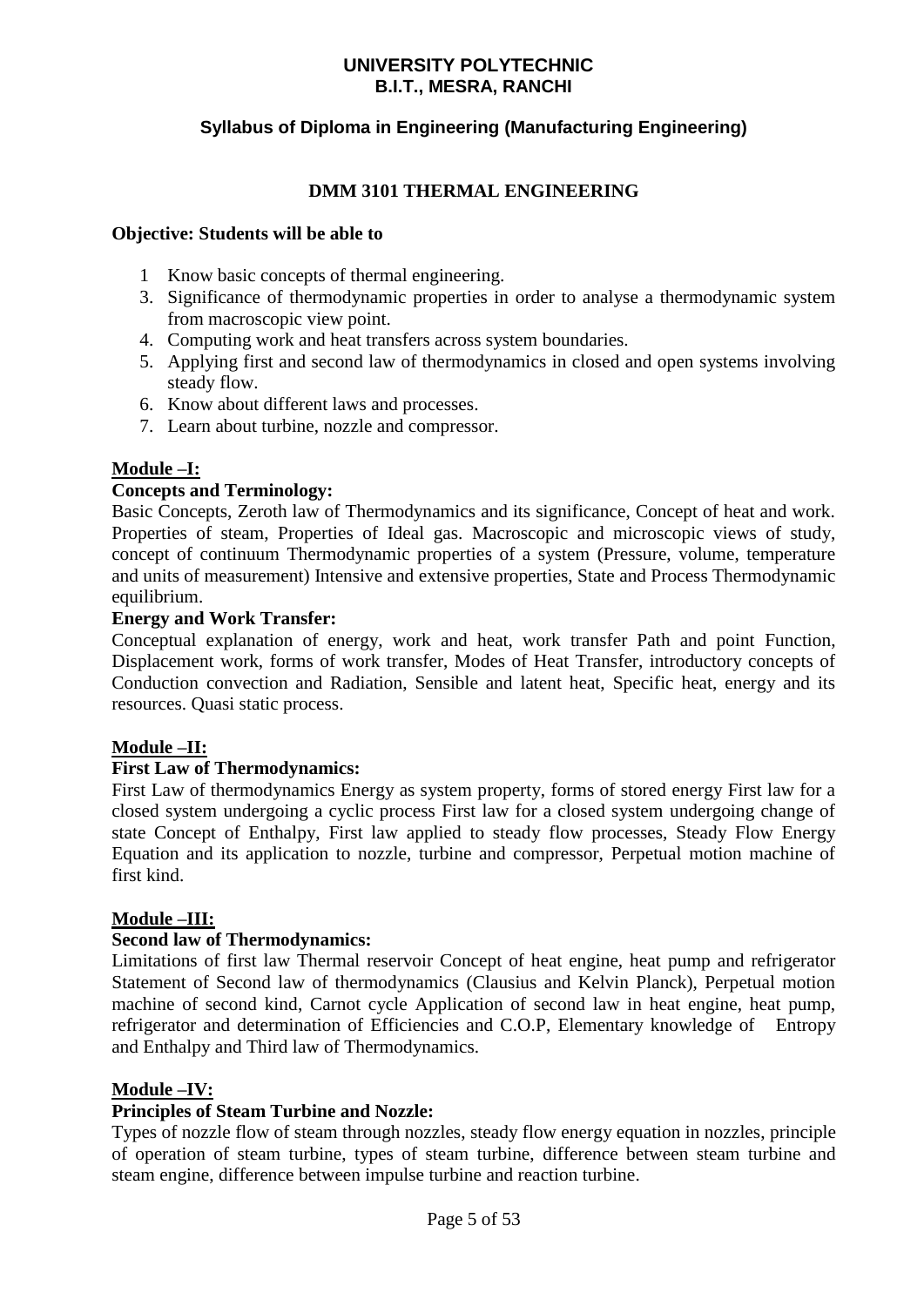# UNIVERSITY POLYTECHNIC
## B.I.T., MESRA, RANCHI

### Syllabus of Diploma in Engineering (Manufacturing Engineering)

### DMM 3101 THERMAL ENGINEERING

**Objective: Students will be able to**

1. Know basic concepts of thermal engineering.
3. Significance of thermodynamic properties in order to analyse a thermodynamic system from macroscopic view point.
4. Computing work and heat transfers across system boundaries.
5. Applying first and second law of thermodynamics in closed and open systems involving steady flow.
6. Know about different laws and processes.
7. Learn about turbine, nozzle and compressor.

**Module –I:**

**Concepts and Terminology:**

Basic Concepts, Zeroth law of Thermodynamics and its significance, Concept of heat and work. Properties of steam, Properties of Ideal gas. Macroscopic and microscopic views of study, concept of continuum Thermodynamic properties of a system (Pressure, volume, temperature and units of measurement) Intensive and extensive properties, State and Process Thermodynamic equilibrium.

**Energy and Work Transfer:**

Conceptual explanation of energy, work and heat, work transfer Path and point Function, Displacement work, forms of work transfer, Modes of Heat Transfer, introductory concepts of Conduction convection and Radiation, Sensible and latent heat, Specific heat, energy and its resources. Quasi static process.

**Module –II:**

**First Law of Thermodynamics:**

First Law of thermodynamics Energy as system property, forms of stored energy First law for a closed system undergoing a cyclic process First law for a closed system undergoing change of state Concept of Enthalpy, First law applied to steady flow processes, Steady Flow Energy Equation and its application to nozzle, turbine and compressor, Perpetual motion machine of first kind.

**Module –III:**

**Second law of Thermodynamics:**

Limitations of first law Thermal reservoir Concept of heat engine, heat pump and refrigerator Statement of Second law of thermodynamics (Clausius and Kelvin Planck), Perpetual motion machine of second kind, Carnot cycle Application of second law in heat engine, heat pump, refrigerator and determination of Efficiencies and C.O.P, Elementary knowledge of Entropy and Enthalpy and Third law of Thermodynamics.

**Module –IV:**

**Principles of Steam Turbine and Nozzle:**

Types of nozzle flow of steam through nozzles, steady flow energy equation in nozzles, principle of operation of steam turbine, types of steam turbine, difference between steam turbine and steam engine, difference between impulse turbine and reaction turbine.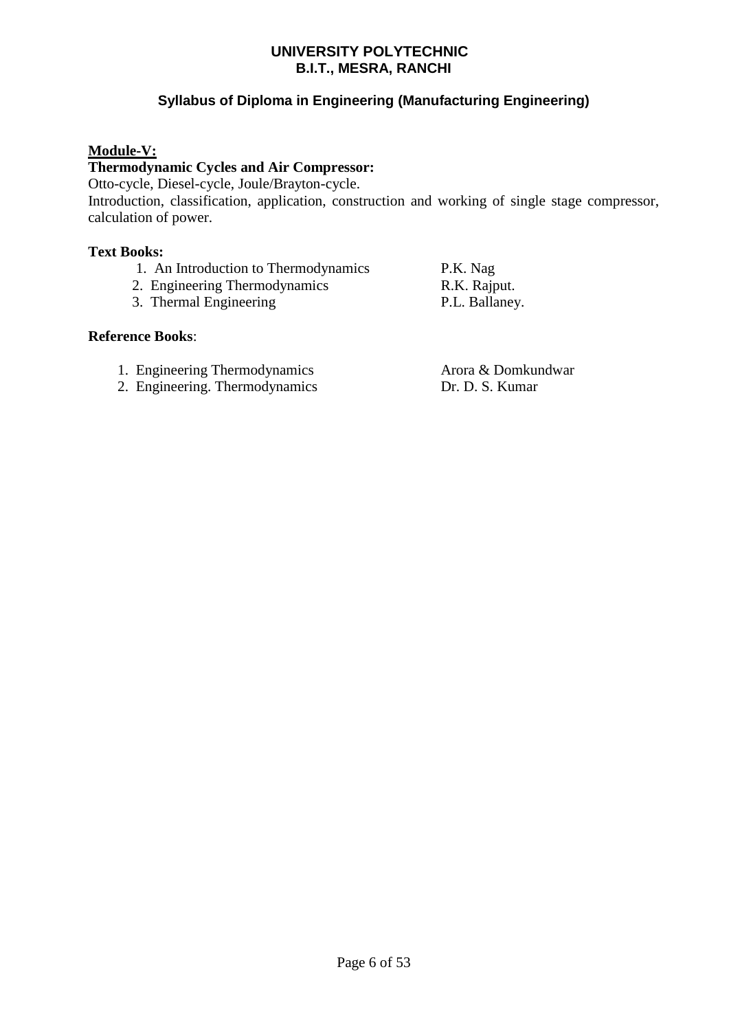**Module-V:**

**Thermodynamic Cycles and Air Compressor:**

Otto-cycle, Diesel-cycle, Joule/Brayton-cycle.

Introduction, classification, application, construction and working of single stage compressor, calculation of power.

**Text Books:**

1. An Introduction to Thermodynamics — P.K. Nag
2. Engineering Thermodynamics — R.K. Rajput.
3. Thermal Engineering — P.L. Ballaney.

**Reference Books**:

1. Engineering Thermodynamics — Arora & Domkundwar
2. Engineering. Thermodynamics — Dr. D. S. Kumar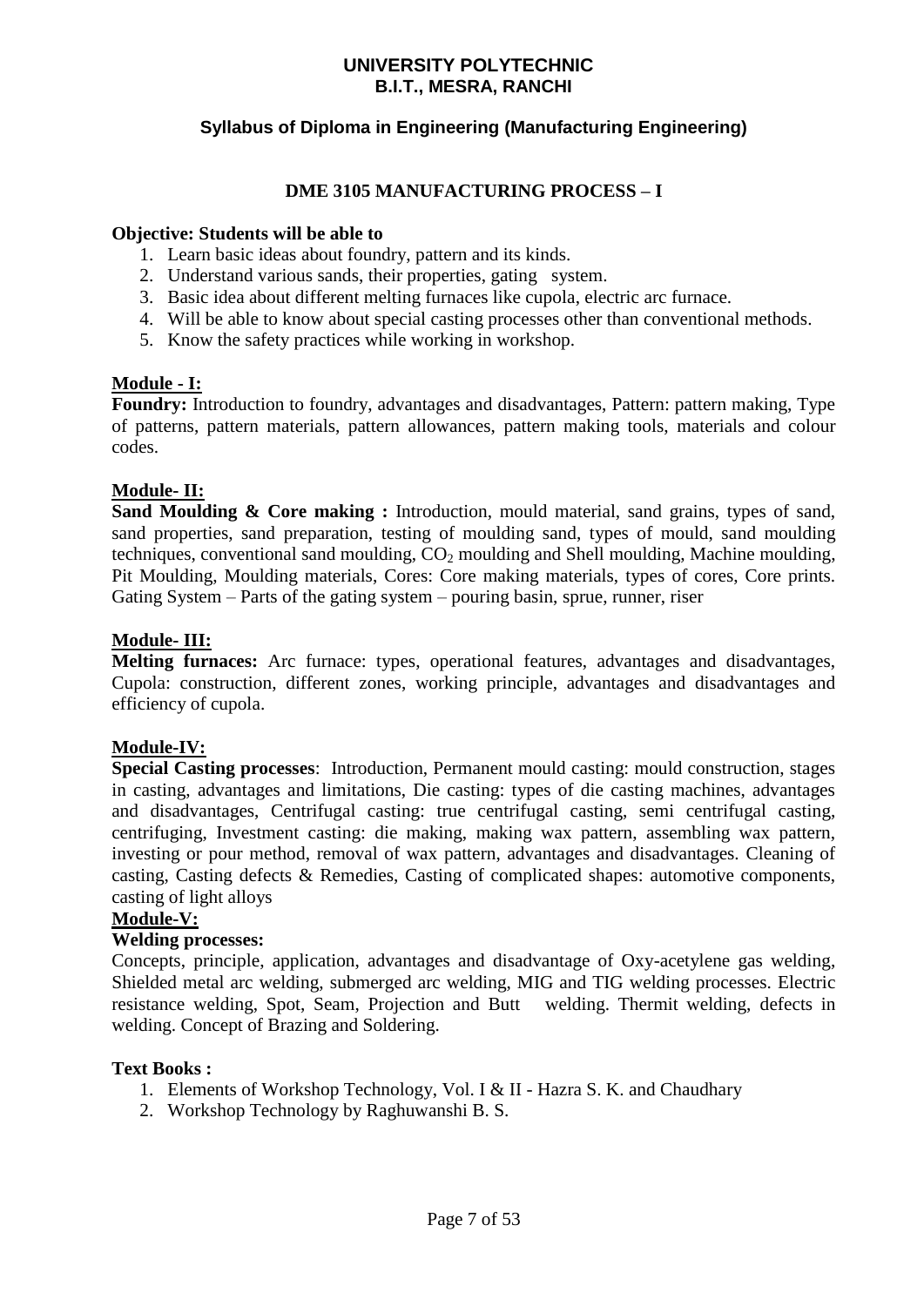**UNIVERSITY POLYTECHNIC**
**B.I.T., MESRA, RANCHI**

**Syllabus of Diploma in Engineering (Manufacturing Engineering)**

## DME 3105 MANUFACTURING PROCESS – I

**Objective: Students will be able to**

1. Learn basic ideas about foundry, pattern and its kinds.
2. Understand various sands, their properties, gating system.
3. Basic idea about different melting furnaces like cupola, electric arc furnace.
4. Will be able to know about special casting processes other than conventional methods.
5. Know the safety practices while working in workshop.

### Module - I:

**Foundry:** Introduction to foundry, advantages and disadvantages, Pattern: pattern making, Type of patterns, pattern materials, pattern allowances, pattern making tools, materials and colour codes.

### Module- II:

**Sand Moulding & Core making :** Introduction, mould material, sand grains, types of sand, sand properties, sand preparation, testing of moulding sand, types of mould, sand moulding techniques, conventional sand moulding, $CO_2$ moulding and Shell moulding, Machine moulding, Pit Moulding, Moulding materials, Cores: Core making materials, types of cores, Core prints. Gating System – Parts of the gating system – pouring basin, sprue, runner, riser

### Module- III:

**Melting furnaces:** Arc furnace: types, operational features, advantages and disadvantages, Cupola: construction, different zones, working principle, advantages and disadvantages and efficiency of cupola.

### Module-IV:

**Special Casting processes**: Introduction, Permanent mould casting: mould construction, stages in casting, advantages and limitations, Die casting: types of die casting machines, advantages and disadvantages, Centrifugal casting: true centrifugal casting, semi centrifugal casting, centrifuging, Investment casting: die making, making wax pattern, assembling wax pattern, investing or pour method, removal of wax pattern, advantages and disadvantages. Cleaning of casting, Casting defects & Remedies, Casting of complicated shapes: automotive components, casting of light alloys

### Module-V:

**Welding processes:**

Concepts, principle, application, advantages and disadvantage of Oxy-acetylene gas welding, Shielded metal arc welding, submerged arc welding, MIG and TIG welding processes. Electric resistance welding, Spot, Seam, Projection and Butt welding. Thermit welding, defects in welding. Concept of Brazing and Soldering.

**Text Books :**

1. Elements of Workshop Technology, Vol. I & II - Hazra S. K. and Chaudhary
2. Workshop Technology by Raghuwanshi B. S.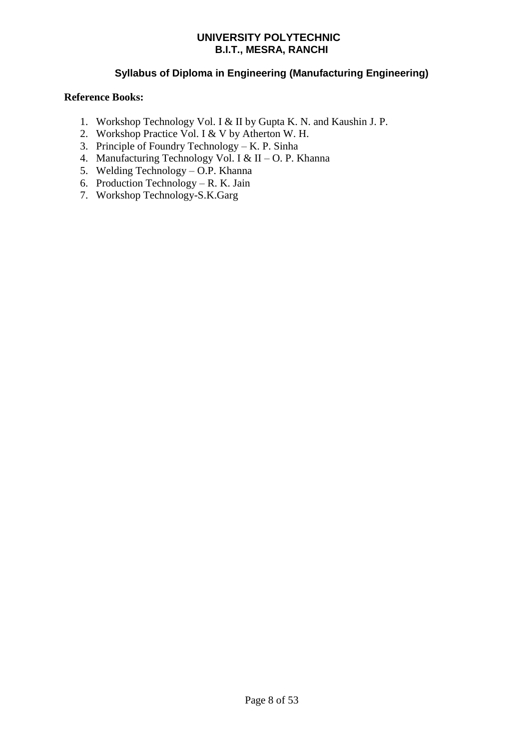**Reference Books:**

1. Workshop Technology Vol. I & II by Gupta K. N. and Kaushin J. P.
2. Workshop Practice Vol. I & V by Atherton W. H.
3. Principle of Foundry Technology – K. P. Sinha
4. Manufacturing Technology Vol. I & II – O. P. Khanna
5. Welding Technology – O.P. Khanna
6. Production Technology – R. K. Jain
7. Workshop Technology-S.K.Garg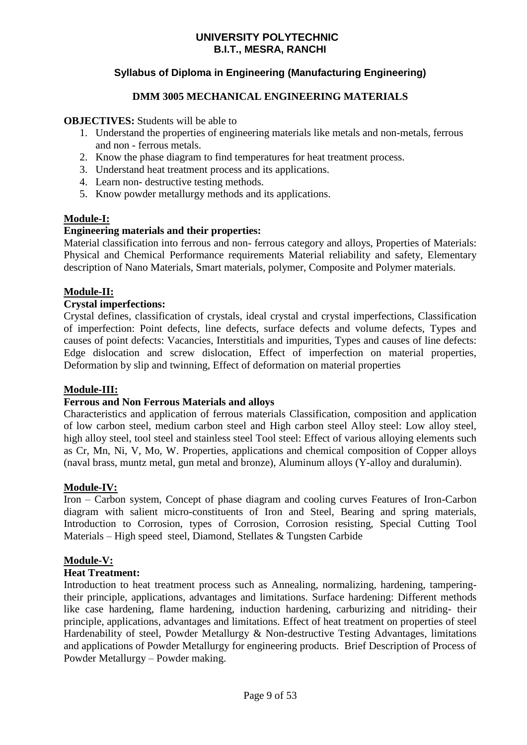# UNIVERSITY POLYTECHNIC
# B.I.T., MESRA, RANCHI

## Syllabus of Diploma in Engineering (Manufacturing Engineering)

## DMM 3005 MECHANICAL ENGINEERING MATERIALS

**OBJECTIVES:** Students will be able to

1. Understand the properties of engineering materials like metals and non-metals, ferrous and non - ferrous metals.
2. Know the phase diagram to find temperatures for heat treatment process.
3. Understand heat treatment process and its applications.
4. Learn non- destructive testing methods.
5. Know powder metallurgy methods and its applications.

### Module-I:

**Engineering materials and their properties:**

Material classification into ferrous and non- ferrous category and alloys, Properties of Materials: Physical and Chemical Performance requirements Material reliability and safety, Elementary description of Nano Materials, Smart materials, polymer, Composite and Polymer materials.

### Module-II:

**Crystal imperfections:**

Crystal defines, classification of crystals, ideal crystal and crystal imperfections, Classification of imperfection: Point defects, line defects, surface defects and volume defects, Types and causes of point defects: Vacancies, Interstitials and impurities, Types and causes of line defects: Edge dislocation and screw dislocation, Effect of imperfection on material properties, Deformation by slip and twinning, Effect of deformation on material properties

### Module-III:

**Ferrous and Non Ferrous Materials and alloys**

Characteristics and application of ferrous materials Classification, composition and application of low carbon steel, medium carbon steel and High carbon steel Alloy steel: Low alloy steel, high alloy steel, tool steel and stainless steel Tool steel: Effect of various alloying elements such as Cr, Mn, Ni, V, Mo, W. Properties, applications and chemical composition of Copper alloys (naval brass, muntz metal, gun metal and bronze), Aluminum alloys (Y-alloy and duralumin).

### Module-IV:

Iron – Carbon system, Concept of phase diagram and cooling curves Features of Iron-Carbon diagram with salient micro-constituents of Iron and Steel, Bearing and spring materials, Introduction to Corrosion, types of Corrosion, Corrosion resisting, Special Cutting Tool Materials – High speed steel, Diamond, Stellates & Tungsten Carbide

### Module-V:

**Heat Treatment:**

Introduction to heat treatment process such as Annealing, normalizing, hardening, tampering-their principle, applications, advantages and limitations. Surface hardening: Different methods like case hardening, flame hardening, induction hardening, carburizing and nitriding- their principle, applications, advantages and limitations. Effect of heat treatment on properties of steel Hardenability of steel, Powder Metallurgy & Non-destructive Testing Advantages, limitations and applications of Powder Metallurgy for engineering products. Brief Description of Process of Powder Metallurgy – Powder making.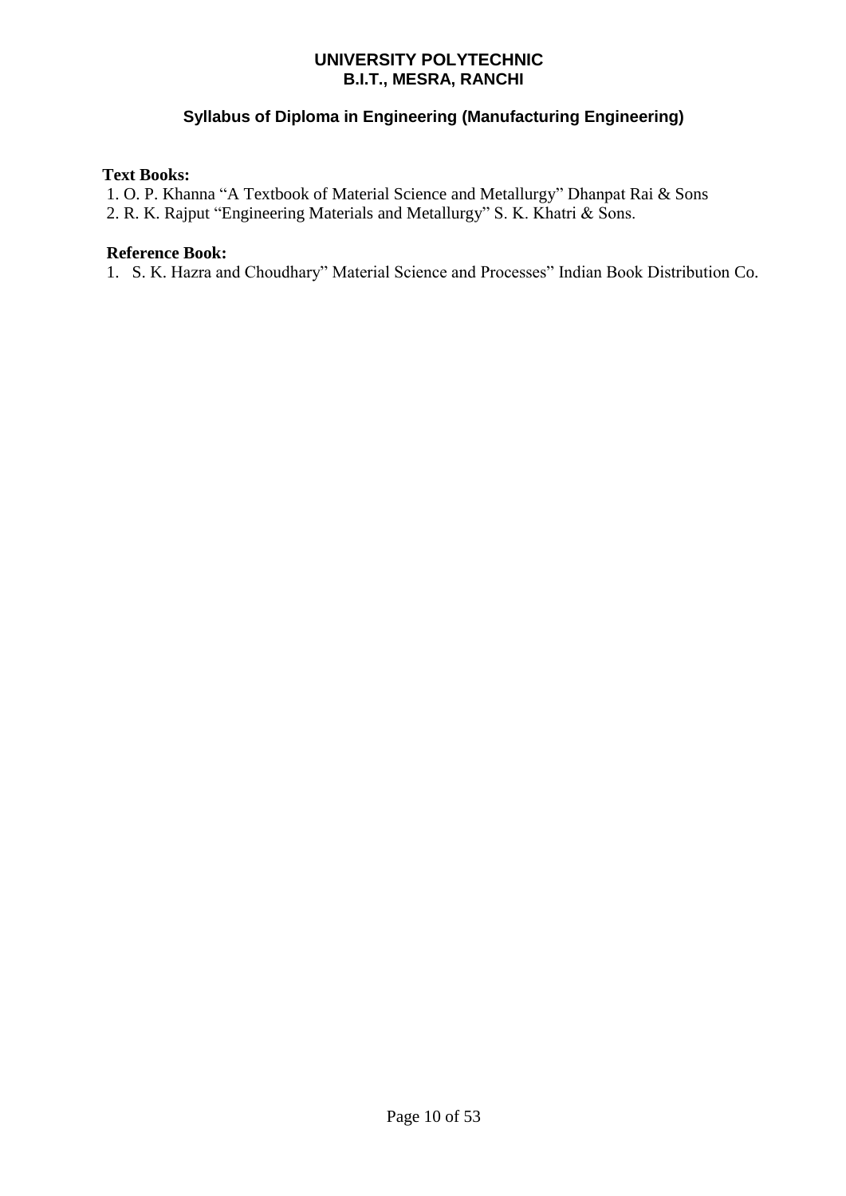**Text Books:**

1. O. P. Khanna "A Textbook of Material Science and Metallurgy" Dhanpat Rai & Sons
2. R. K. Rajput "Engineering Materials and Metallurgy" S. K. Khatri & Sons.

**Reference Book:**

1. S. K. Hazra and Choudhary" Material Science and Processes" Indian Book Distribution Co.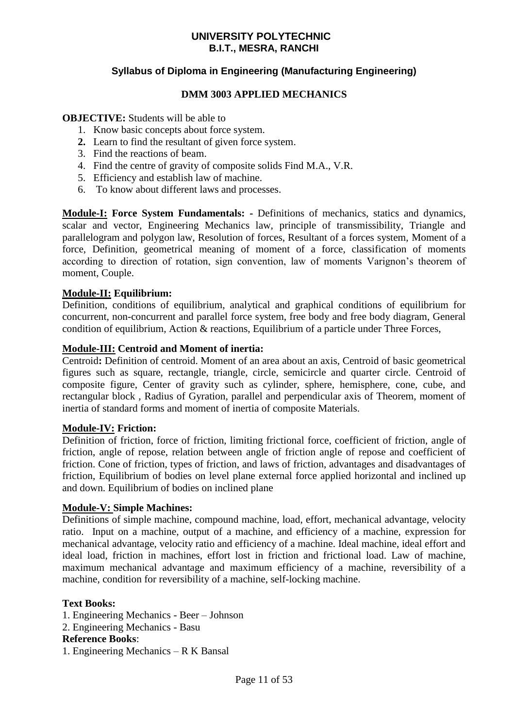**UNIVERSITY POLYTECHNIC**
**B.I.T., MESRA, RANCHI**

**Syllabus of Diploma in Engineering (Manufacturing Engineering)**

## DMM 3003 APPLIED MECHANICS

**OBJECTIVE:** Students will be able to

1. Know basic concepts about force system.
2. Learn to find the resultant of given force system.
3. Find the reactions of beam.
4. Find the centre of gravity of composite solids Find M.A., V.R.
5. Efficiency and establish law of machine.
6. To know about different laws and processes.

**Module-I: Force System Fundamentals: -** Definitions of mechanics, statics and dynamics, scalar and vector, Engineering Mechanics law, principle of transmissibility, Triangle and parallelogram and polygon law, Resolution of forces, Resultant of a forces system, Moment of a force, Definition, geometrical meaning of moment of a force, classification of moments according to direction of rotation, sign convention, law of moments Varignon's theorem of moment, Couple.

**Module-II: Equilibrium:**
Definition, conditions of equilibrium, analytical and graphical conditions of equilibrium for concurrent, non-concurrent and parallel force system, free body and free body diagram, General condition of equilibrium, Action & reactions, Equilibrium of a particle under Three Forces,

**Module-III: Centroid and Moment of inertia:**
Centroid**:** Definition of centroid. Moment of an area about an axis, Centroid of basic geometrical figures such as square, rectangle, triangle, circle, semicircle and quarter circle. Centroid of composite figure, Center of gravity such as cylinder, sphere, hemisphere, cone, cube, and rectangular block , Radius of Gyration, parallel and perpendicular axis of Theorem, moment of inertia of standard forms and moment of inertia of composite Materials.

**Module-IV: Friction:**
Definition of friction, force of friction, limiting frictional force, coefficient of friction, angle of friction, angle of repose, relation between angle of friction angle of repose and coefficient of friction. Cone of friction, types of friction, and laws of friction, advantages and disadvantages of friction, Equilibrium of bodies on level plane external force applied horizontal and inclined up and down. Equilibrium of bodies on inclined plane

**Module-V: Simple Machines:**
Definitions of simple machine, compound machine, load, effort, mechanical advantage, velocity ratio. Input on a machine, output of a machine, and efficiency of a machine, expression for mechanical advantage, velocity ratio and efficiency of a machine. Ideal machine, ideal effort and ideal load, friction in machines, effort lost in friction and frictional load. Law of machine, maximum mechanical advantage and maximum efficiency of a machine, reversibility of a machine, condition for reversibility of a machine, self-locking machine.

**Text Books:**
1. Engineering Mechanics - Beer – Johnson
2. Engineering Mechanics - Basu

**Reference Books**:
1. Engineering Mechanics – R K Bansal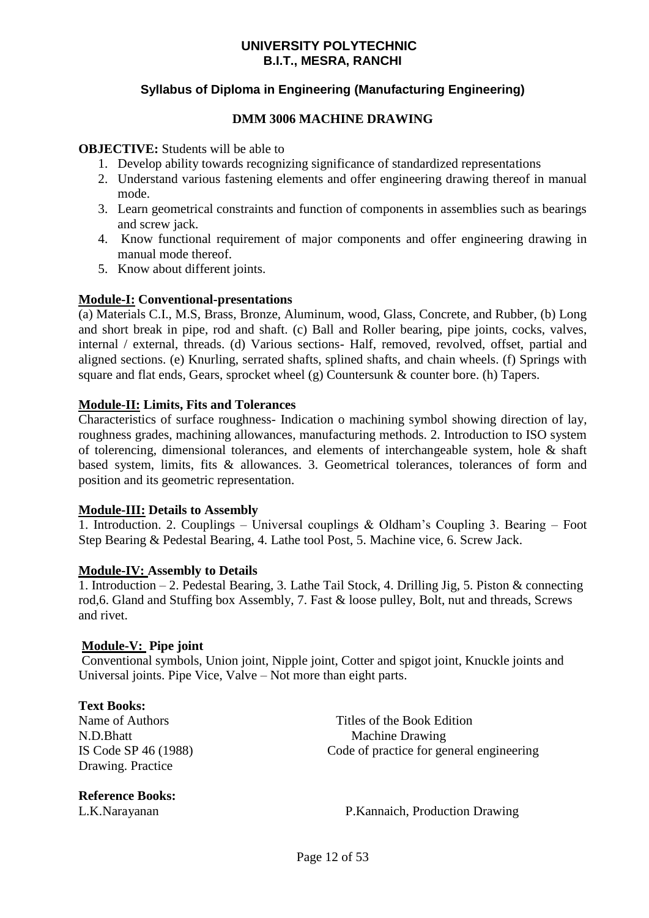**UNIVERSITY POLYTECHNIC**
**B.I.T., MESRA, RANCHI**

**Syllabus of Diploma in Engineering (Manufacturing Engineering)**

# DMM 3006 MACHINE DRAWING

**OBJECTIVE:** Students will be able to

1. Develop ability towards recognizing significance of standardized representations
2. Understand various fastening elements and offer engineering drawing thereof in manual mode.
3. Learn geometrical constraints and function of components in assemblies such as bearings and screw jack.
4. Know functional requirement of major components and offer engineering drawing in manual mode thereof.
5. Know about different joints.

## Module-I: Conventional-presentations

(a) Materials C.I., M.S, Brass, Bronze, Aluminum, wood, Glass, Concrete, and Rubber, (b) Long and short break in pipe, rod and shaft. (c) Ball and Roller bearing, pipe joints, cocks, valves, internal / external, threads. (d) Various sections- Half, removed, revolved, offset, partial and aligned sections. (e) Knurling, serrated shafts, splined shafts, and chain wheels. (f) Springs with square and flat ends, Gears, sprocket wheel (g) Countersunk & counter bore. (h) Tapers.

## Module-II: Limits, Fits and Tolerances

Characteristics of surface roughness- Indication o machining symbol showing direction of lay, roughness grades, machining allowances, manufacturing methods. 2. Introduction to ISO system of tolerencing, dimensional tolerances, and elements of interchangeable system, hole & shaft based system, limits, fits & allowances. 3. Geometrical tolerances, tolerances of form and position and its geometric representation.

## Module-III: Details to Assembly

1. Introduction. 2. Couplings – Universal couplings & Oldham's Coupling 3. Bearing – Foot Step Bearing & Pedestal Bearing, 4. Lathe tool Post, 5. Machine vice, 6. Screw Jack.

## Module-IV: Assembly to Details

1. Introduction – 2. Pedestal Bearing, 3. Lathe Tail Stock, 4. Drilling Jig, 5. Piston & connecting rod,6. Gland and Stuffing box Assembly, 7. Fast & loose pulley, Bolt, nut and threads, Screws and rivet.

## Module-V: Pipe joint

Conventional symbols, Union joint, Nipple joint, Cotter and spigot joint, Knuckle joints and Universal joints. Pipe Vice, Valve – Not more than eight parts.

**Text Books:**

| Name of Authors | Titles of the Book Edition |
| --- | --- |
| N.D.Bhatt | Machine Drawing |
| IS Code SP 46 (1988) | Code of practice for general engineering Drawing. Practice |

**Reference Books:**

| | |
| --- | --- |
| L.K.Narayanan | P.Kannaich, Production Drawing |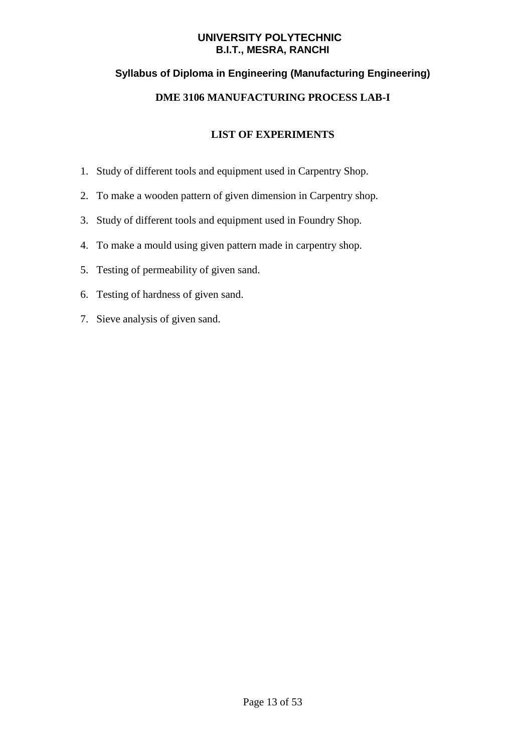**UNIVERSITY POLYTECHNIC**
**B.I.T., MESRA, RANCHI**

### Syllabus of Diploma in Engineering (Manufacturing Engineering)

## DME 3106 MANUFACTURING PROCESS LAB-I

### LIST OF EXPERIMENTS

1. Study of different tools and equipment used in Carpentry Shop.
2. To make a wooden pattern of given dimension in Carpentry shop.
3. Study of different tools and equipment used in Foundry Shop.
4. To make a mould using given pattern made in carpentry shop.
5. Testing of permeability of given sand.
6. Testing of hardness of given sand.
7. Sieve analysis of given sand.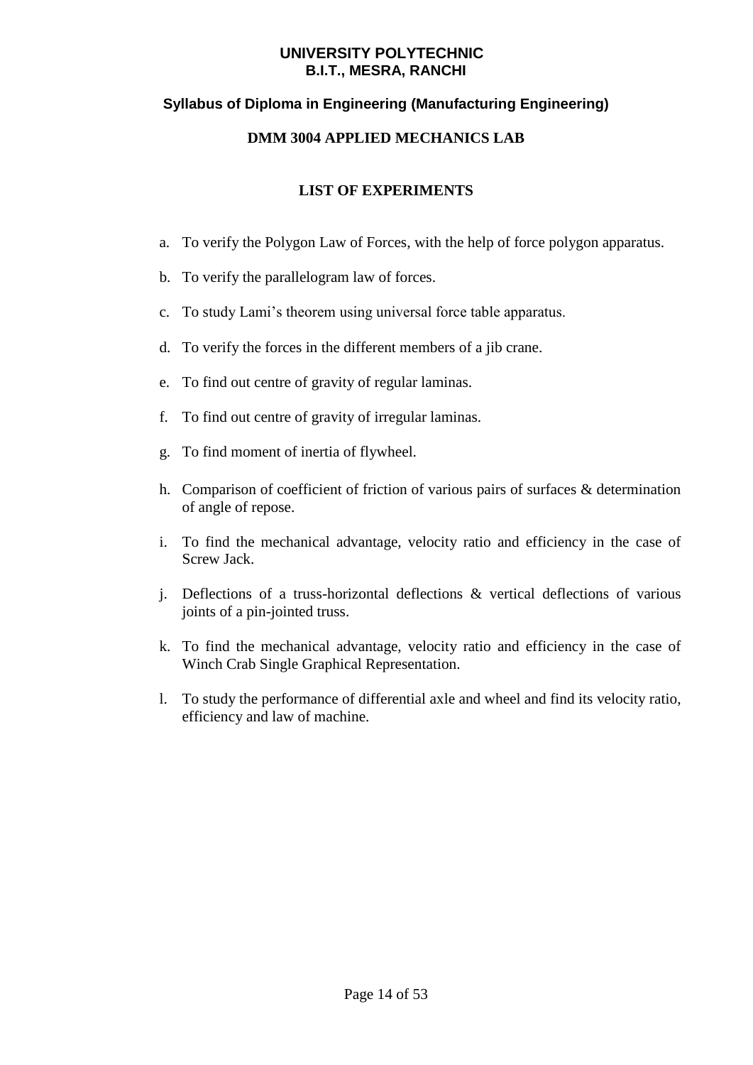**UNIVERSITY POLYTECHNIC**
**B.I.T., MESRA, RANCHI**

**Syllabus of Diploma in Engineering (Manufacturing Engineering)**

## DMM 3004 APPLIED MECHANICS LAB

### LIST OF EXPERIMENTS

a. To verify the Polygon Law of Forces, with the help of force polygon apparatus.

b. To verify the parallelogram law of forces.

c. To study Lami's theorem using universal force table apparatus.

d. To verify the forces in the different members of a jib crane.

e. To find out centre of gravity of regular laminas.

f. To find out centre of gravity of irregular laminas.

g. To find moment of inertia of flywheel.

h. Comparison of coefficient of friction of various pairs of surfaces & determination of angle of repose.

i. To find the mechanical advantage, velocity ratio and efficiency in the case of Screw Jack.

j. Deflections of a truss-horizontal deflections & vertical deflections of various joints of a pin-jointed truss.

k. To find the mechanical advantage, velocity ratio and efficiency in the case of Winch Crab Single Graphical Representation.

l. To study the performance of differential axle and wheel and find its velocity ratio, efficiency and law of machine.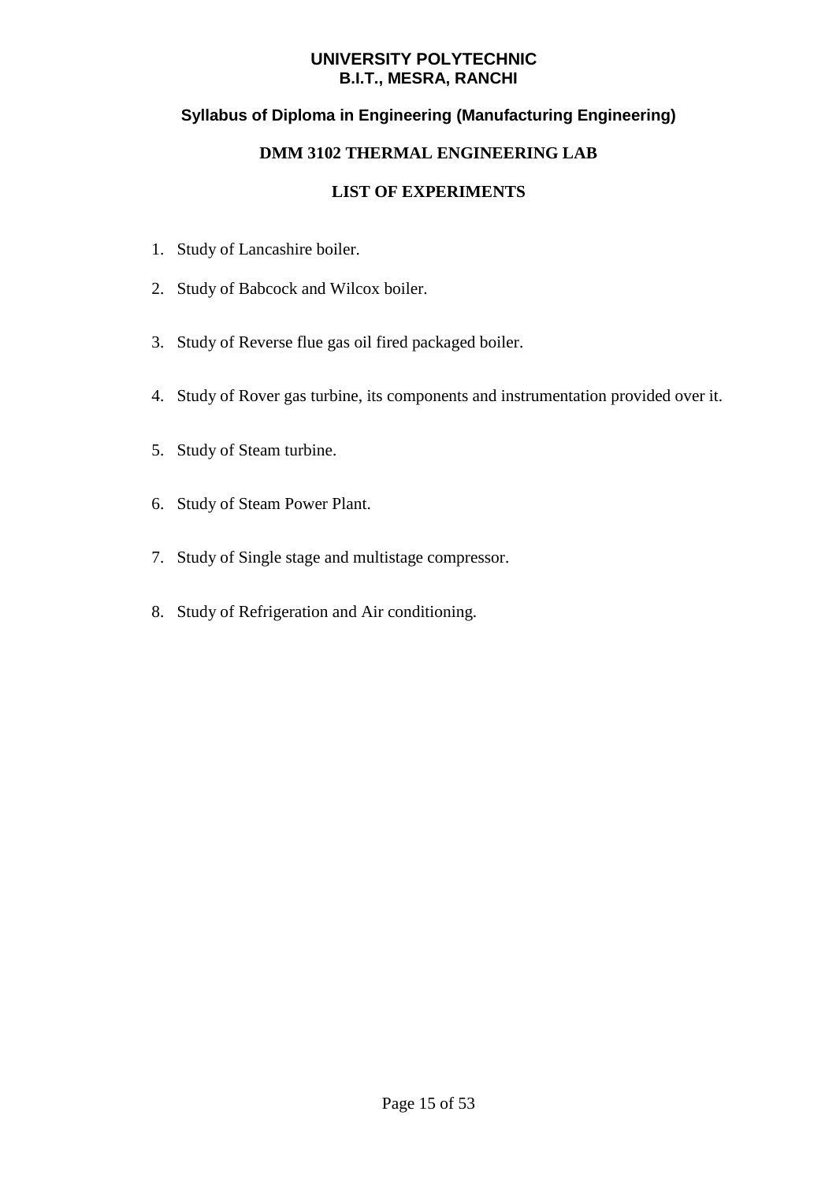**UNIVERSITY POLYTECHNIC**
**B.I.T., MESRA, RANCHI**

**Syllabus of Diploma in Engineering (Manufacturing Engineering)**

## DMM 3102 THERMAL ENGINEERING LAB

### LIST OF EXPERIMENTS

1. Study of Lancashire boiler.
2. Study of Babcock and Wilcox boiler.
3. Study of Reverse flue gas oil fired packaged boiler.
4. Study of Rover gas turbine, its components and instrumentation provided over it.
5. Study of Steam turbine.
6. Study of Steam Power Plant.
7. Study of Single stage and multistage compressor.
8. Study of Refrigeration and Air conditioning.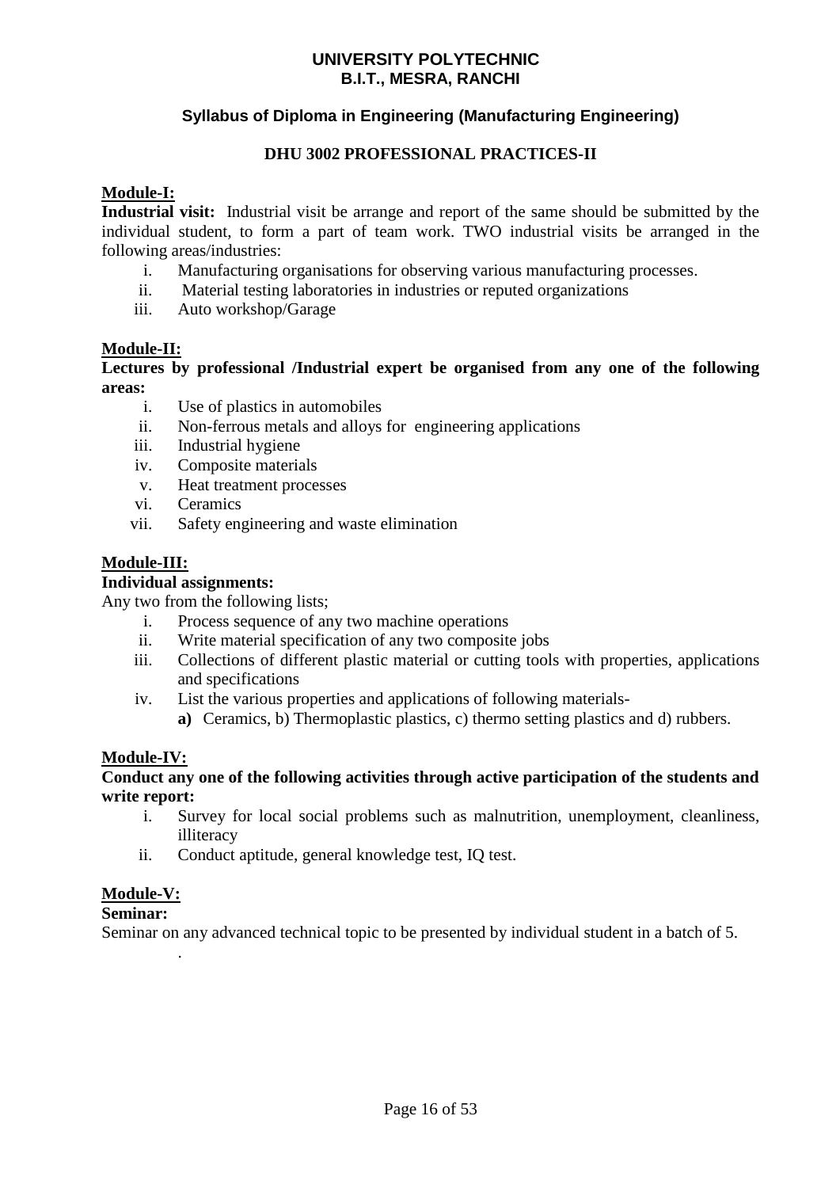**UNIVERSITY POLYTECHNIC**
**B.I.T., MESRA, RANCHI**

**Syllabus of Diploma in Engineering (Manufacturing Engineering)**

**DHU 3002 PROFESSIONAL PRACTICES-II**

**Module-I:**

**Industrial visit:** Industrial visit be arrange and report of the same should be submitted by the individual student, to form a part of team work. TWO industrial visits be arranged in the following areas/industries:

i. Manufacturing organisations for observing various manufacturing processes.
ii. Material testing laboratories in industries or reputed organizations
iii. Auto workshop/Garage

**Module-II:**

**Lectures by professional /Industrial expert be organised from any one of the following areas:**

i. Use of plastics in automobiles
ii. Non-ferrous metals and alloys for engineering applications
iii. Industrial hygiene
iv. Composite materials
v. Heat treatment processes
vi. Ceramics
vii. Safety engineering and waste elimination

**Module-III:**

**Individual assignments:**

Any two from the following lists;

i. Process sequence of any two machine operations
ii. Write material specification of any two composite jobs
iii. Collections of different plastic material or cutting tools with properties, applications and specifications
iv. List the various properties and applications of following materials-
   **a)** Ceramics, b) Thermoplastic plastics, c) thermo setting plastics and d) rubbers.

**Module-IV:**

**Conduct any one of the following activities through active participation of the students and write report:**

i. Survey for local social problems such as malnutrition, unemployment, cleanliness, illiteracy
ii. Conduct aptitude, general knowledge test, IQ test.

**Module-V:**

**Seminar:**

Seminar on any advanced technical topic to be presented by individual student in a batch of 5.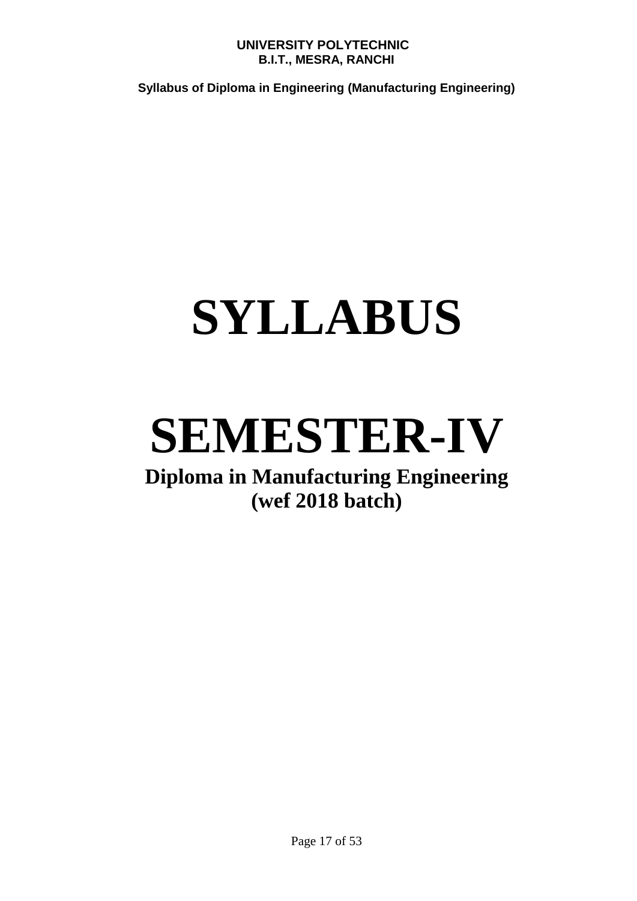# SYLLABUS

# SEMESTER-IV

**Diploma in Manufacturing Engineering**
**(wef 2018 batch)**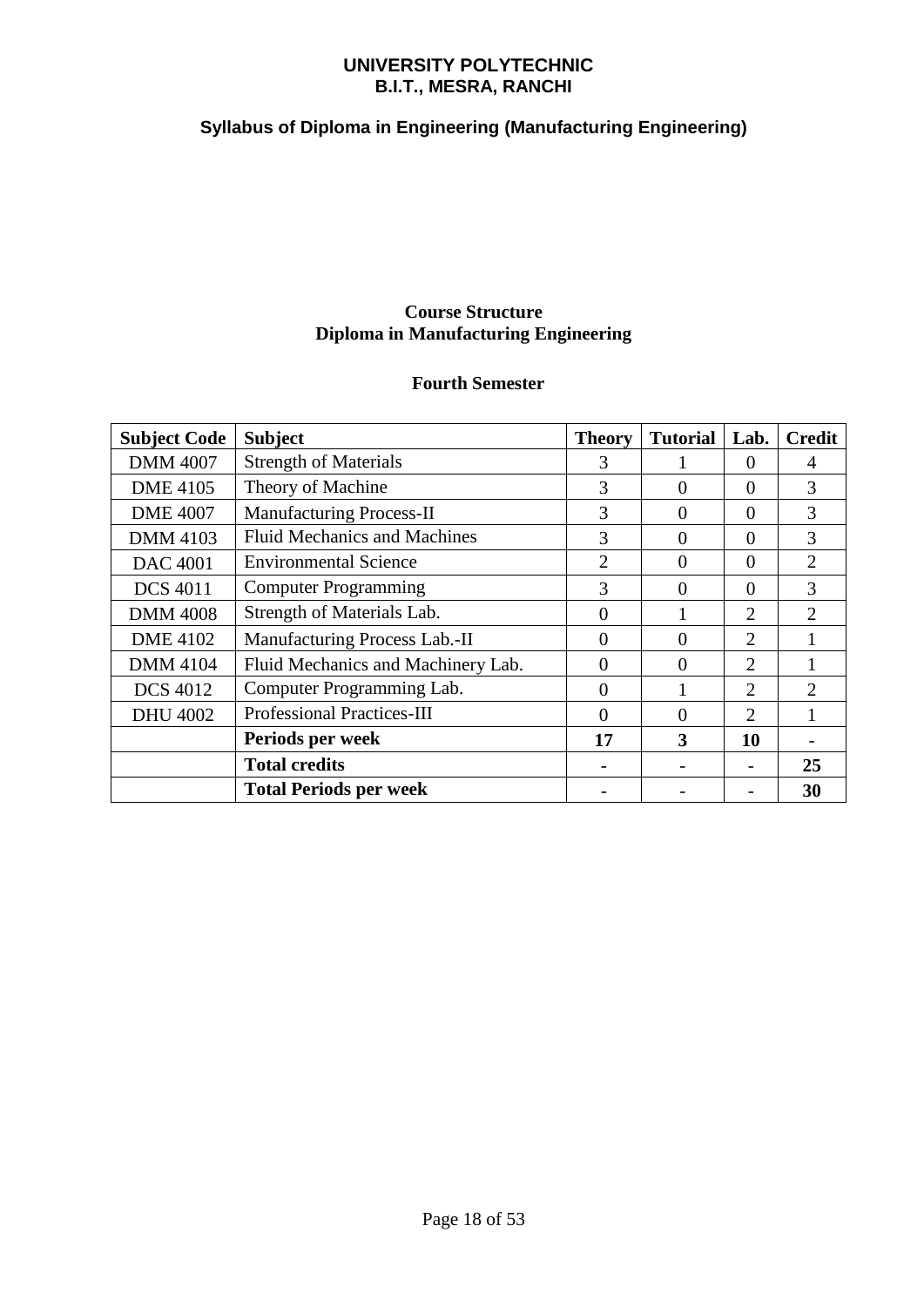**UNIVERSITY POLYTECHNIC**
**B.I.T., MESRA, RANCHI**

**Syllabus of Diploma in Engineering (Manufacturing Engineering)**

## Course Structure
## Diploma in Manufacturing Engineering

### Fourth Semester

| Subject Code | Subject | Theory | Tutorial | Lab. | Credit |
|---|---|---|---|---|---|
| DMM 4007 | Strength of Materials | 3 | 1 | 0 | 4 |
| DME 4105 | Theory of Machine | 3 | 0 | 0 | 3 |
| DME 4007 | Manufacturing Process-II | 3 | 0 | 0 | 3 |
| DMM 4103 | Fluid Mechanics and Machines | 3 | 0 | 0 | 3 |
| DAC 4001 | Environmental Science | 2 | 0 | 0 | 2 |
| DCS 4011 | Computer Programming | 3 | 0 | 0 | 3 |
| DMM 4008 | Strength of Materials Lab. | 0 | 1 | 2 | 2 |
| DME 4102 | Manufacturing Process Lab.-II | 0 | 0 | 2 | 1 |
| DMM 4104 | Fluid Mechanics and Machinery Lab. | 0 | 0 | 2 | 1 |
| DCS 4012 | Computer Programming Lab. | 0 | 1 | 2 | 2 |
| DHU 4002 | Professional Practices-III | 0 | 0 | 2 | 1 |
| | **Periods per week** | **17** | **3** | **10** | **-** |
| | **Total credits** | **-** | **-** | **-** | **25** |
| | **Total Periods per week** | **-** | **-** | **-** | **30** |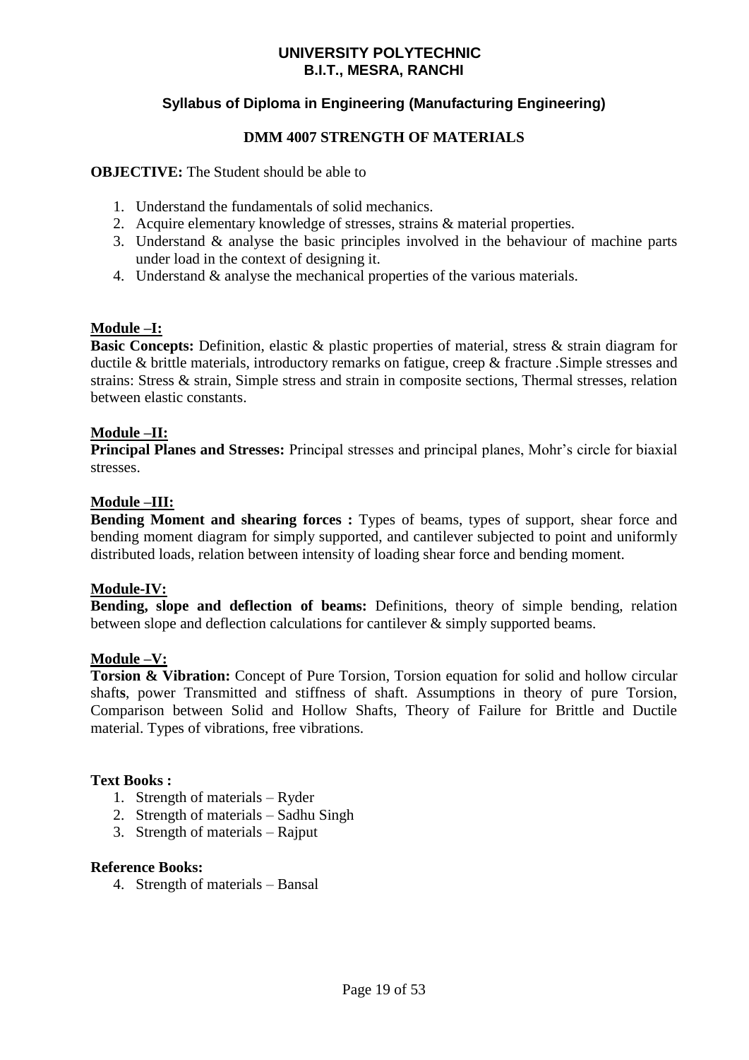# UNIVERSITY POLYTECHNIC
# B.I.T., MESRA, RANCHI

## Syllabus of Diploma in Engineering (Manufacturing Engineering)

## DMM 4007 STRENGTH OF MATERIALS

**OBJECTIVE:** The Student should be able to

1. Understand the fundamentals of solid mechanics.
2. Acquire elementary knowledge of stresses, strains & material properties.
3. Understand & analyse the basic principles involved in the behaviour of machine parts under load in the context of designing it.
4. Understand & analyse the mechanical properties of the various materials.

### Module –I:

**Basic Concepts:** Definition, elastic & plastic properties of material, stress & strain diagram for ductile & brittle materials, introductory remarks on fatigue, creep & fracture .Simple stresses and strains: Stress & strain, Simple stress and strain in composite sections, Thermal stresses, relation between elastic constants.

### Module –II:

**Principal Planes and Stresses:** Principal stresses and principal planes, Mohr's circle for biaxial stresses.

### Module –III:

**Bending Moment and shearing forces :** Types of beams, types of support, shear force and bending moment diagram for simply supported, and cantilever subjected to point and uniformly distributed loads, relation between intensity of loading shear force and bending moment.

### Module-IV:

**Bending, slope and deflection of beams:** Definitions, theory of simple bending, relation between slope and deflection calculations for cantilever & simply supported beams.

### Module –V:

**Torsion & Vibration:** Concept of Pure Torsion, Torsion equation for solid and hollow circular shafts, power Transmitted and stiffness of shaft. Assumptions in theory of pure Torsion, Comparison between Solid and Hollow Shafts, Theory of Failure for Brittle and Ductile material. Types of vibrations, free vibrations.

**Text Books :**

1. Strength of materials – Ryder
2. Strength of materials – Sadhu Singh
3. Strength of materials – Rajput

**Reference Books:**

4. Strength of materials – Bansal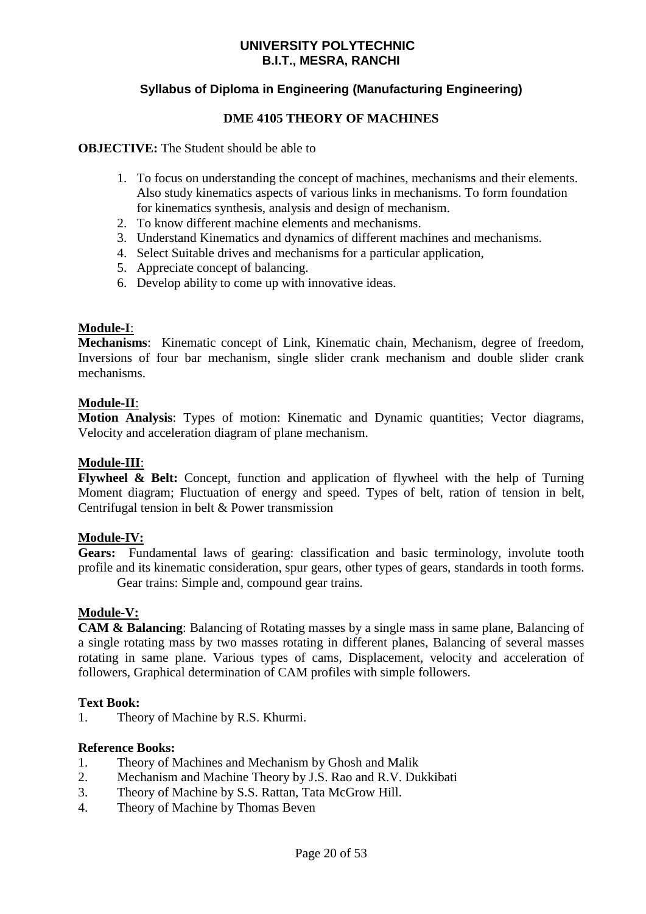**UNIVERSITY POLYTECHNIC**
**B.I.T., MESRA, RANCHI**

**Syllabus of Diploma in Engineering (Manufacturing Engineering)**

## DME 4105 THEORY OF MACHINES

**OBJECTIVE:** The Student should be able to

1. To focus on understanding the concept of machines, mechanisms and their elements. Also study kinematics aspects of various links in mechanisms. To form foundation for kinematics synthesis, analysis and design of mechanism.
2. To know different machine elements and mechanisms.
3. Understand Kinematics and dynamics of different machines and mechanisms.
4. Select Suitable drives and mechanisms for a particular application,
5. Appreciate concept of balancing.
6. Develop ability to come up with innovative ideas.

**Module-I**:
**Mechanisms**: Kinematic concept of Link, Kinematic chain, Mechanism, degree of freedom, Inversions of four bar mechanism, single slider crank mechanism and double slider crank mechanisms.

**Module-II**:
**Motion Analysis**: Types of motion: Kinematic and Dynamic quantities; Vector diagrams, Velocity and acceleration diagram of plane mechanism.

**Module-III**:
**Flywheel & Belt:** Concept, function and application of flywheel with the help of Turning Moment diagram; Fluctuation of energy and speed. Types of belt, ration of tension in belt, Centrifugal tension in belt & Power transmission

**Module-IV:**
**Gears:** Fundamental laws of gearing: classification and basic terminology, involute tooth profile and its kinematic consideration, spur gears, other types of gears, standards in tooth forms.
Gear trains: Simple and, compound gear trains.

**Module-V:**
**CAM & Balancing**: Balancing of Rotating masses by a single mass in same plane, Balancing of a single rotating mass by two masses rotating in different planes, Balancing of several masses rotating in same plane. Various types of cams, Displacement, velocity and acceleration of followers, Graphical determination of CAM profiles with simple followers.

**Text Book:**
1. Theory of Machine by R.S. Khurmi.

**Reference Books:**
1. Theory of Machines and Mechanism by Ghosh and Malik
2. Mechanism and Machine Theory by J.S. Rao and R.V. Dukkibati
3. Theory of Machine by S.S. Rattan, Tata McGrow Hill.
4. Theory of Machine by Thomas Beven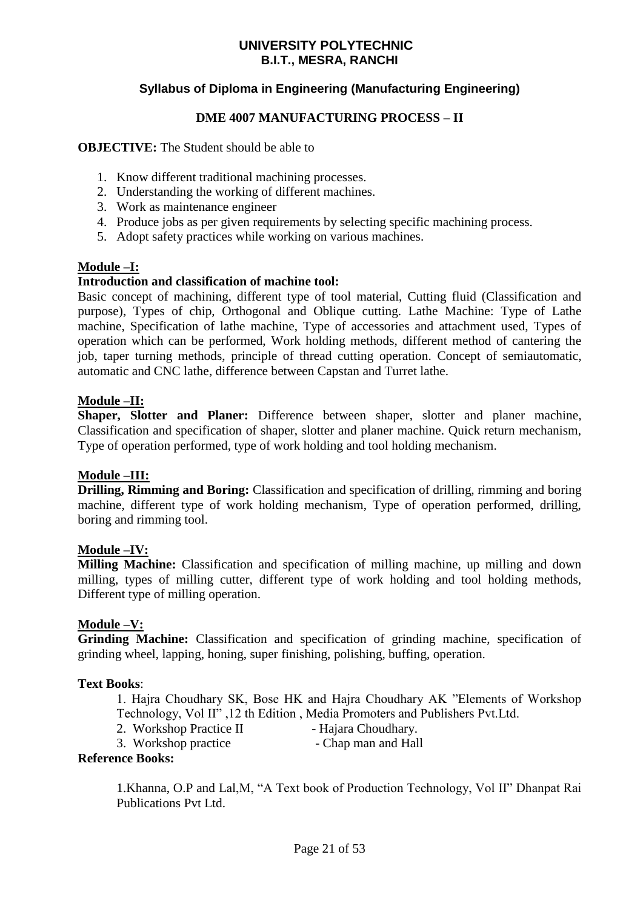# UNIVERSITY POLYTECHNIC
# B.I.T., MESRA, RANCHI

## Syllabus of Diploma in Engineering (Manufacturing Engineering)

## DME 4007 MANUFACTURING PROCESS – II

**OBJECTIVE:** The Student should be able to

1. Know different traditional machining processes.
2. Understanding the working of different machines.
3. Work as maintenance engineer
4. Produce jobs as per given requirements by selecting specific machining process.
5. Adopt safety practices while working on various machines.

### Module –I:

**Introduction and classification of machine tool:**

Basic concept of machining, different type of tool material, Cutting fluid (Classification and purpose), Types of chip, Orthogonal and Oblique cutting. Lathe Machine: Type of Lathe machine, Specification of lathe machine, Type of accessories and attachment used, Types of operation which can be performed, Work holding methods, different method of cantering the job, taper turning methods, principle of thread cutting operation. Concept of semiautomatic, automatic and CNC lathe, difference between Capstan and Turret lathe.

### Module –II:

**Shaper, Slotter and Planer:** Difference between shaper, slotter and planer machine, Classification and specification of shaper, slotter and planer machine. Quick return mechanism, Type of operation performed, type of work holding and tool holding mechanism.

### Module –III:

**Drilling, Rimming and Boring:** Classification and specification of drilling, rimming and boring machine, different type of work holding mechanism, Type of operation performed, drilling, boring and rimming tool.

### Module –IV:

**Milling Machine:** Classification and specification of milling machine, up milling and down milling, types of milling cutter, different type of work holding and tool holding methods, Different type of milling operation.

### Module –V:

**Grinding Machine:** Classification and specification of grinding machine, specification of grinding wheel, lapping, honing, super finishing, polishing, buffing, operation.

**Text Books**:

1. Hajra Choudhary SK, Bose HK and Hajra Choudhary AK "Elements of Workshop Technology, Vol II" ,12 th Edition , Media Promoters and Publishers Pvt.Ltd.
2. Workshop Practice II - Hajara Choudhary.
3. Workshop practice - Chap man and Hall

**Reference Books:**

1. Khanna, O.P and Lal,M, "A Text book of Production Technology, Vol II" Dhanpat Rai Publications Pvt Ltd.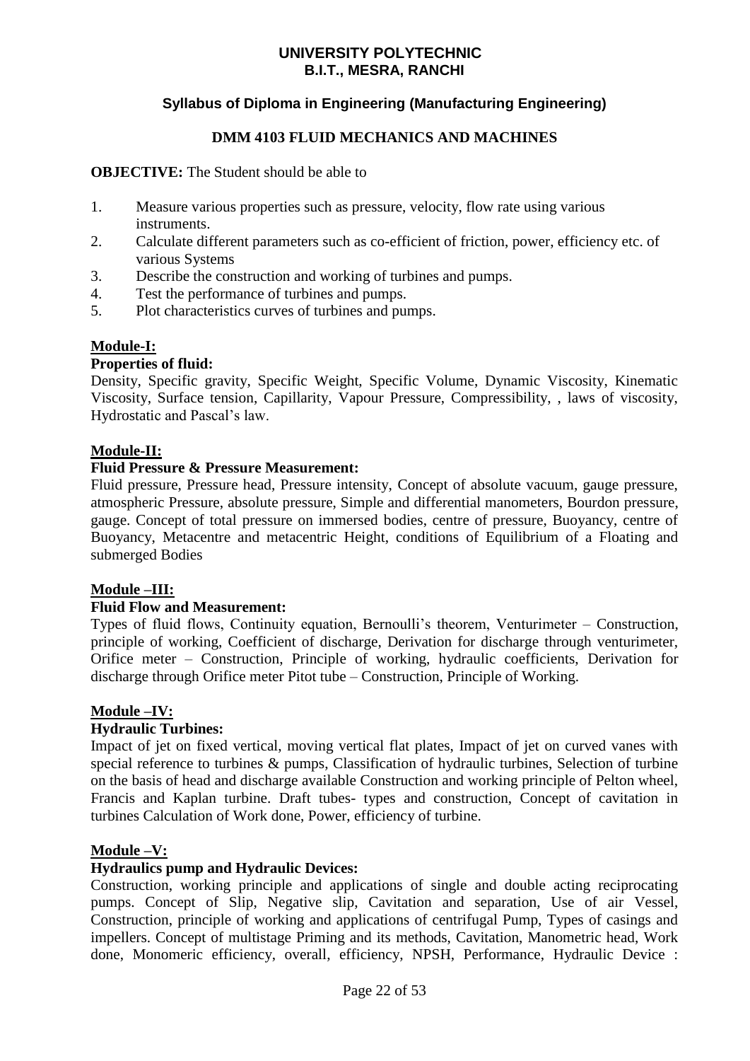# UNIVERSITY POLYTECHNIC
## B.I.T., MESRA, RANCHI

### Syllabus of Diploma in Engineering (Manufacturing Engineering)

### DMM 4103 FLUID MECHANICS AND MACHINES

**OBJECTIVE:** The Student should be able to

1. Measure various properties such as pressure, velocity, flow rate using various instruments.
2. Calculate different parameters such as co-efficient of friction, power, efficiency etc. of various Systems
3. Describe the construction and working of turbines and pumps.
4. Test the performance of turbines and pumps.
5. Plot characteristics curves of turbines and pumps.

**Module-I:**

**Properties of fluid:**

Density, Specific gravity, Specific Weight, Specific Volume, Dynamic Viscosity, Kinematic Viscosity, Surface tension, Capillarity, Vapour Pressure, Compressibility, , laws of viscosity, Hydrostatic and Pascal's law.

**Module-II:**

**Fluid Pressure & Pressure Measurement:**

Fluid pressure, Pressure head, Pressure intensity, Concept of absolute vacuum, gauge pressure, atmospheric Pressure, absolute pressure, Simple and differential manometers, Bourdon pressure, gauge. Concept of total pressure on immersed bodies, centre of pressure, Buoyancy, centre of Buoyancy, Metacentre and metacentric Height, conditions of Equilibrium of a Floating and submerged Bodies

**Module –III:**

**Fluid Flow and Measurement:**

Types of fluid flows, Continuity equation, Bernoulli's theorem, Venturimeter – Construction, principle of working, Coefficient of discharge, Derivation for discharge through venturimeter, Orifice meter – Construction, Principle of working, hydraulic coefficients, Derivation for discharge through Orifice meter Pitot tube – Construction, Principle of Working.

**Module –IV:**

**Hydraulic Turbines:**

Impact of jet on fixed vertical, moving vertical flat plates, Impact of jet on curved vanes with special reference to turbines & pumps, Classification of hydraulic turbines, Selection of turbine on the basis of head and discharge available Construction and working principle of Pelton wheel, Francis and Kaplan turbine. Draft tubes- types and construction, Concept of cavitation in turbines Calculation of Work done, Power, efficiency of turbine.

**Module –V:**

**Hydraulics pump and Hydraulic Devices:**

Construction, working principle and applications of single and double acting reciprocating pumps. Concept of Slip, Negative slip, Cavitation and separation, Use of air Vessel, Construction, principle of working and applications of centrifugal Pump, Types of casings and impellers. Concept of multistage Priming and its methods, Cavitation, Manometric head, Work done, Monomeric efficiency, overall, efficiency, NPSH, Performance, Hydraulic Device :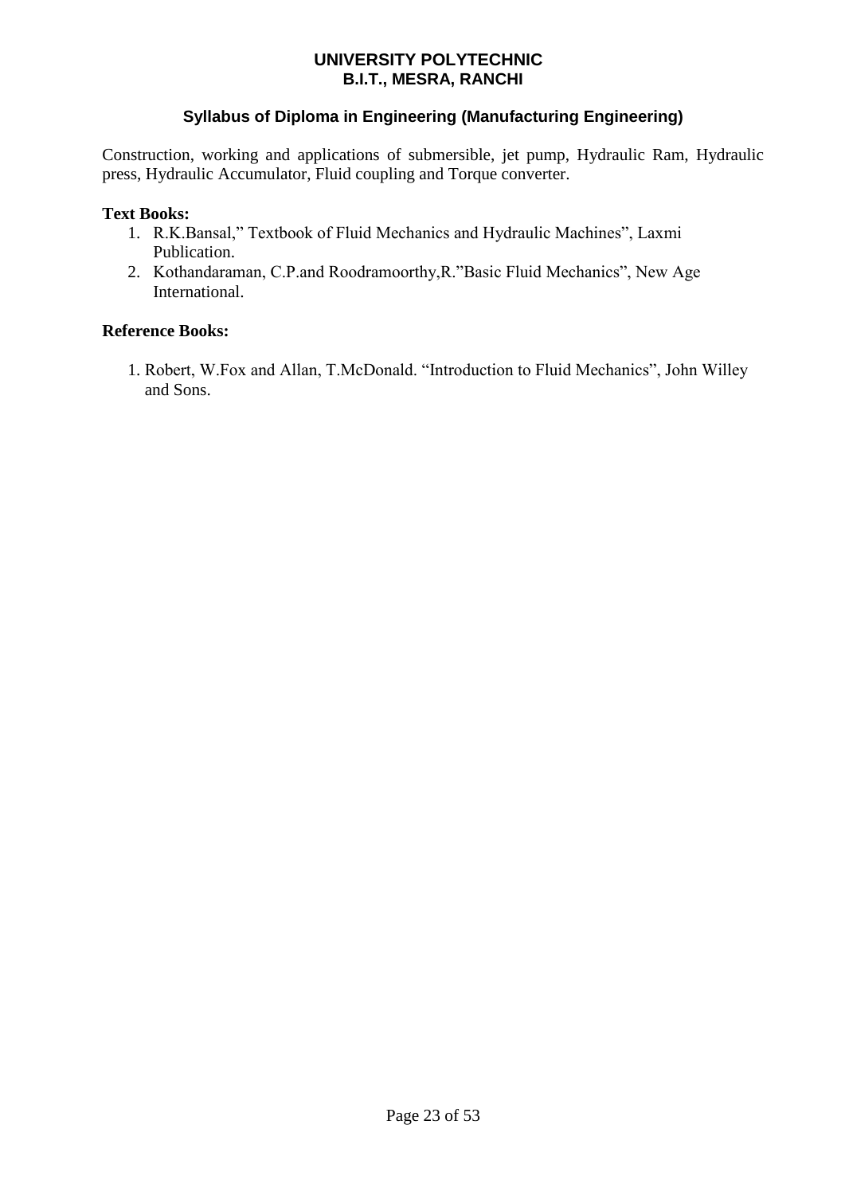Construction, working and applications of submersible, jet pump, Hydraulic Ram, Hydraulic press, Hydraulic Accumulator, Fluid coupling and Torque converter.

**Text Books:**

1. R.K.Bansal," Textbook of Fluid Mechanics and Hydraulic Machines", Laxmi Publication.
2. Kothandaraman, C.P.and Roodramoorthy,R."Basic Fluid Mechanics", New Age International.

**Reference Books:**

1. Robert, W.Fox and Allan, T.McDonald. "Introduction to Fluid Mechanics", John Willey and Sons.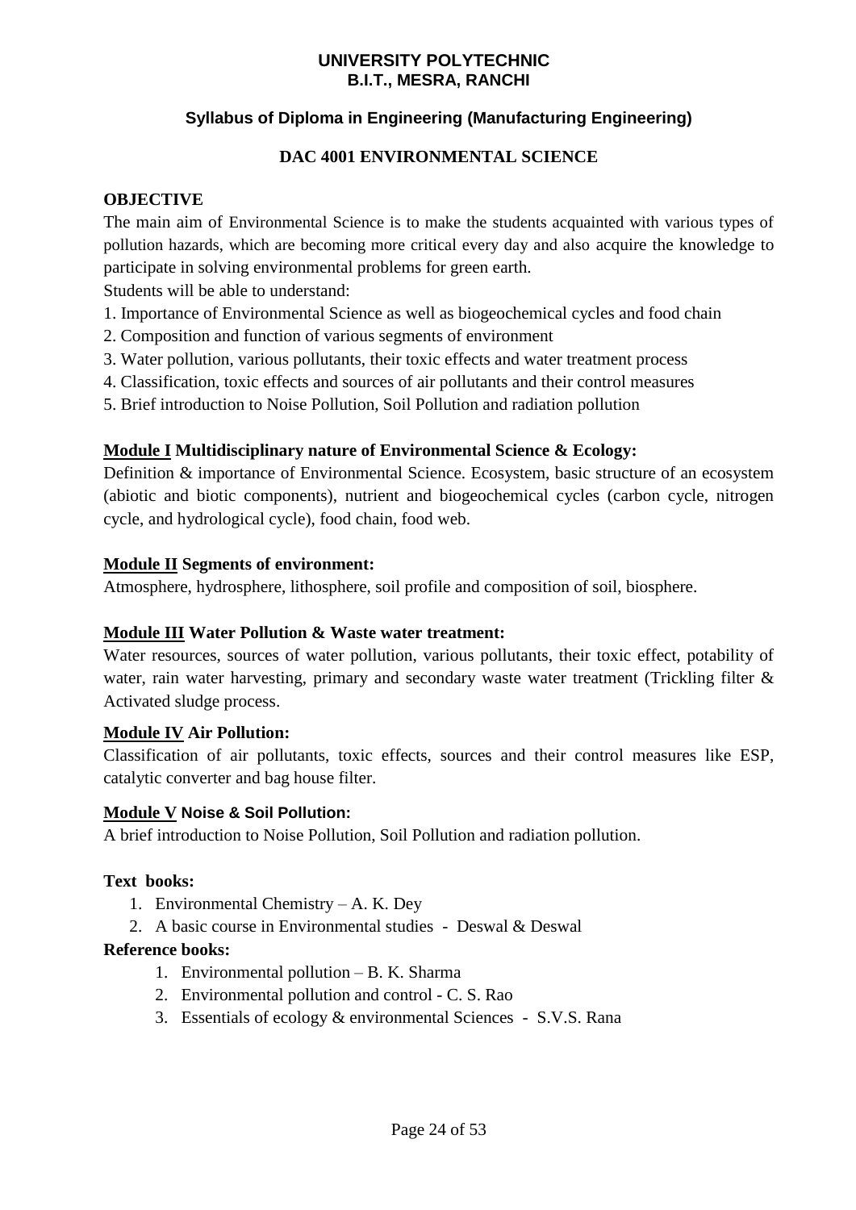**UNIVERSITY POLYTECHNIC**
**B.I.T., MESRA, RANCHI**

**Syllabus of Diploma in Engineering (Manufacturing Engineering)**

# DAC 4001 ENVIRONMENTAL SCIENCE

## OBJECTIVE

The main aim of Environmental Science is to make the students acquainted with various types of pollution hazards, which are becoming more critical every day and also acquire the knowledge to participate in solving environmental problems for green earth.

Students will be able to understand:

1. Importance of Environmental Science as well as biogeochemical cycles and food chain
2. Composition and function of various segments of environment
3. Water pollution, various pollutants, their toxic effects and water treatment process
4. Classification, toxic effects and sources of air pollutants and their control measures
5. Brief introduction to Noise Pollution, Soil Pollution and radiation pollution

**Module I Multidisciplinary nature of Environmental Science & Ecology:**

Definition & importance of Environmental Science. Ecosystem, basic structure of an ecosystem (abiotic and biotic components), nutrient and biogeochemical cycles (carbon cycle, nitrogen cycle, and hydrological cycle), food chain, food web.

**Module II Segments of environment:**

Atmosphere, hydrosphere, lithosphere, soil profile and composition of soil, biosphere.

**Module III Water Pollution & Waste water treatment:**

Water resources, sources of water pollution, various pollutants, their toxic effect, potability of water, rain water harvesting, primary and secondary waste water treatment (Trickling filter & Activated sludge process.

**Module IV Air Pollution:**

Classification of air pollutants, toxic effects, sources and their control measures like ESP, catalytic converter and bag house filter.

**Module V Noise & Soil Pollution:**

A brief introduction to Noise Pollution, Soil Pollution and radiation pollution.

**Text books:**

1. Environmental Chemistry – A. K. Dey
2. A basic course in Environmental studies - Deswal & Deswal

**Reference books:**

1. Environmental pollution – B. K. Sharma
2. Environmental pollution and control - C. S. Rao
3. Essentials of ecology & environmental Sciences - S.V.S. Rana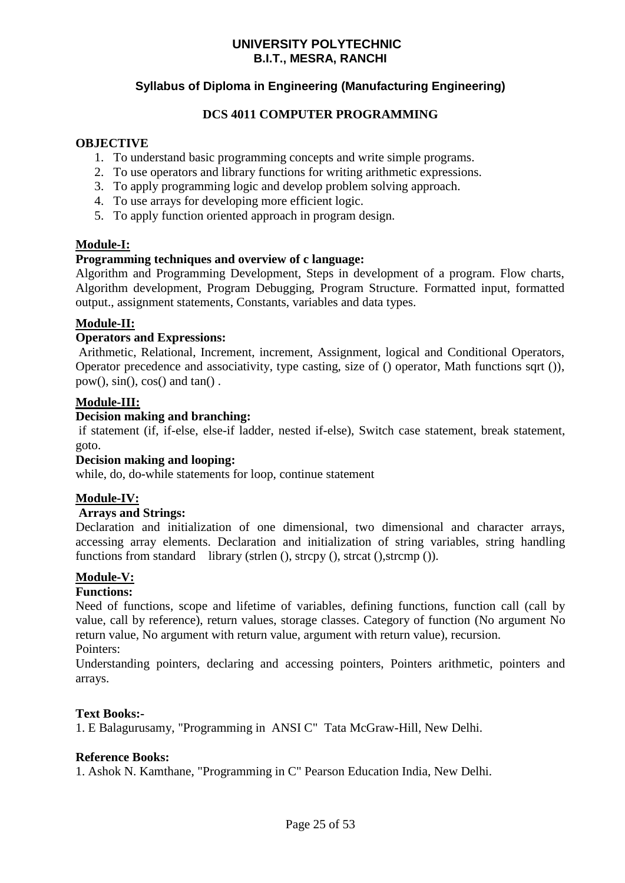**UNIVERSITY POLYTECHNIC**
**B.I.T., MESRA, RANCHI**

**Syllabus of Diploma in Engineering (Manufacturing Engineering)**

# DCS 4011 COMPUTER PROGRAMMING

**OBJECTIVE**

1. To understand basic programming concepts and write simple programs.
2. To use operators and library functions for writing arithmetic expressions.
3. To apply programming logic and develop problem solving approach.
4. To use arrays for developing more efficient logic.
5. To apply function oriented approach in program design.

## Module-I:

**Programming techniques and overview of c language:**

Algorithm and Programming Development, Steps in development of a program. Flow charts, Algorithm development, Program Debugging, Program Structure. Formatted input, formatted output., assignment statements, Constants, variables and data types.

## Module-II:

**Operators and Expressions:**

Arithmetic, Relational, Increment, increment, Assignment, logical and Conditional Operators, Operator precedence and associativity, type casting, size of () operator, Math functions sqrt ()), pow(), sin(), cos() and tan() .

## Module-III:

**Decision making and branching:**

if statement (if, if-else, else-if ladder, nested if-else), Switch case statement, break statement, goto.

**Decision making and looping:**

while, do, do-while statements for loop, continue statement

## Module-IV:

**Arrays and Strings:**

Declaration and initialization of one dimensional, two dimensional and character arrays, accessing array elements. Declaration and initialization of string variables, string handling functions from standard library (strlen (), strcpy (), strcat (),strcmp ()).

## Module-V:

**Functions:**

Need of functions, scope and lifetime of variables, defining functions, function call (call by value, call by reference), return values, storage classes. Category of function (No argument No return value, No argument with return value, argument with return value), recursion.

Pointers:

Understanding pointers, declaring and accessing pointers, Pointers arithmetic, pointers and arrays.

**Text Books:-**

1. E Balagurusamy, "Programming in ANSI C" Tata McGraw-Hill, New Delhi.

**Reference Books:**

1. Ashok N. Kamthane, "Programming in C" Pearson Education India, New Delhi.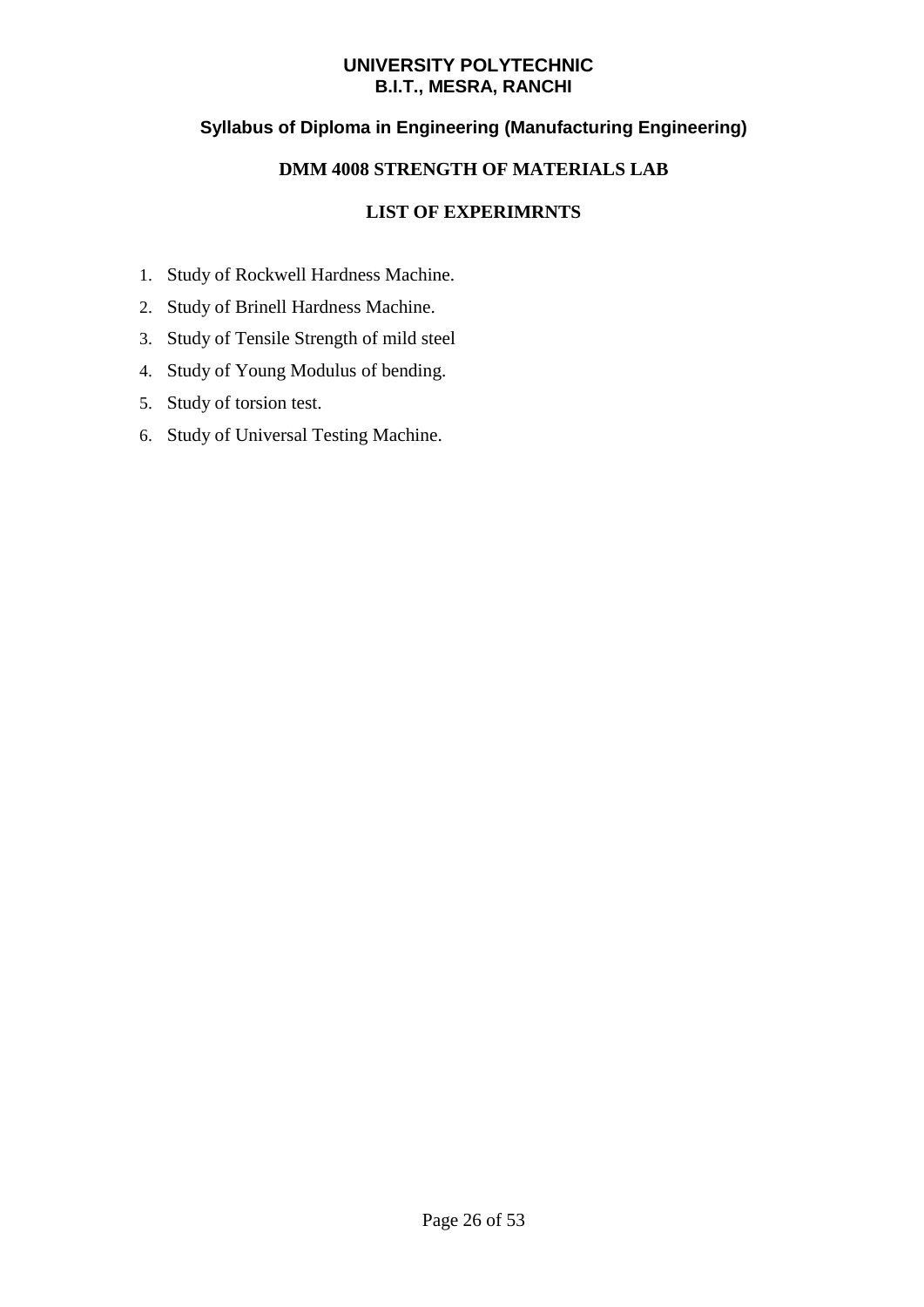**UNIVERSITY POLYTECHNIC**
**B.I.T., MESRA, RANCHI**

**Syllabus of Diploma in Engineering (Manufacturing Engineering)**

## DMM 4008 STRENGTH OF MATERIALS LAB

### LIST OF EXPERIMRNTS

1. Study of Rockwell Hardness Machine.
2. Study of Brinell Hardness Machine.
3. Study of Tensile Strength of mild steel
4. Study of Young Modulus of bending.
5. Study of torsion test.
6. Study of Universal Testing Machine.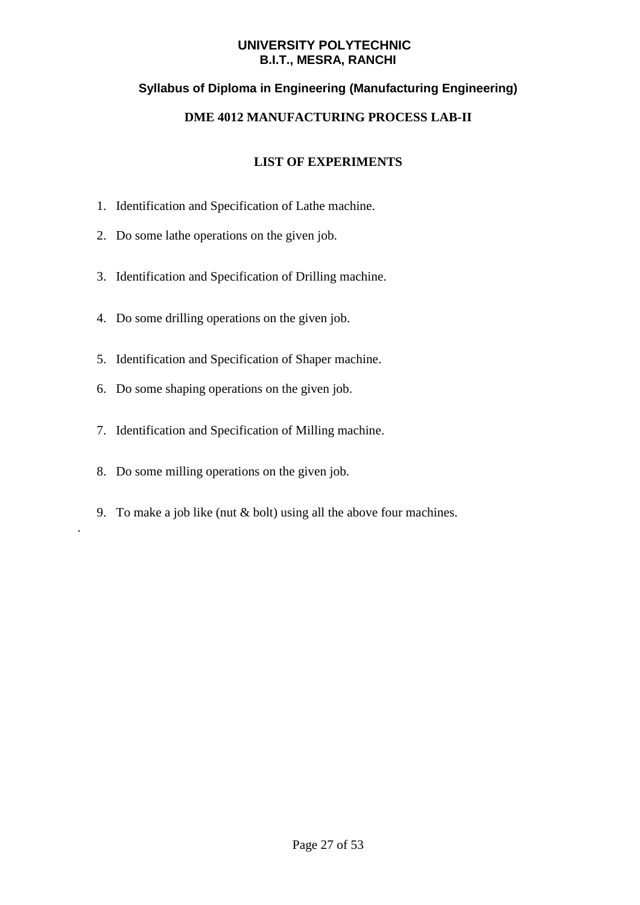**UNIVERSITY POLYTECHNIC**
**B.I.T., MESRA, RANCHI**

**Syllabus of Diploma in Engineering (Manufacturing Engineering)**

**DME 4012 MANUFACTURING PROCESS LAB-II**

## LIST OF EXPERIMENTS

1. Identification and Specification of Lathe machine.
2. Do some lathe operations on the given job.
3. Identification and Specification of Drilling machine.
4. Do some drilling operations on the given job.
5. Identification and Specification of Shaper machine.
6. Do some shaping operations on the given job.
7. Identification and Specification of Milling machine.
8. Do some milling operations on the given job.
9. To make a job like (nut & bolt) using all the above four machines.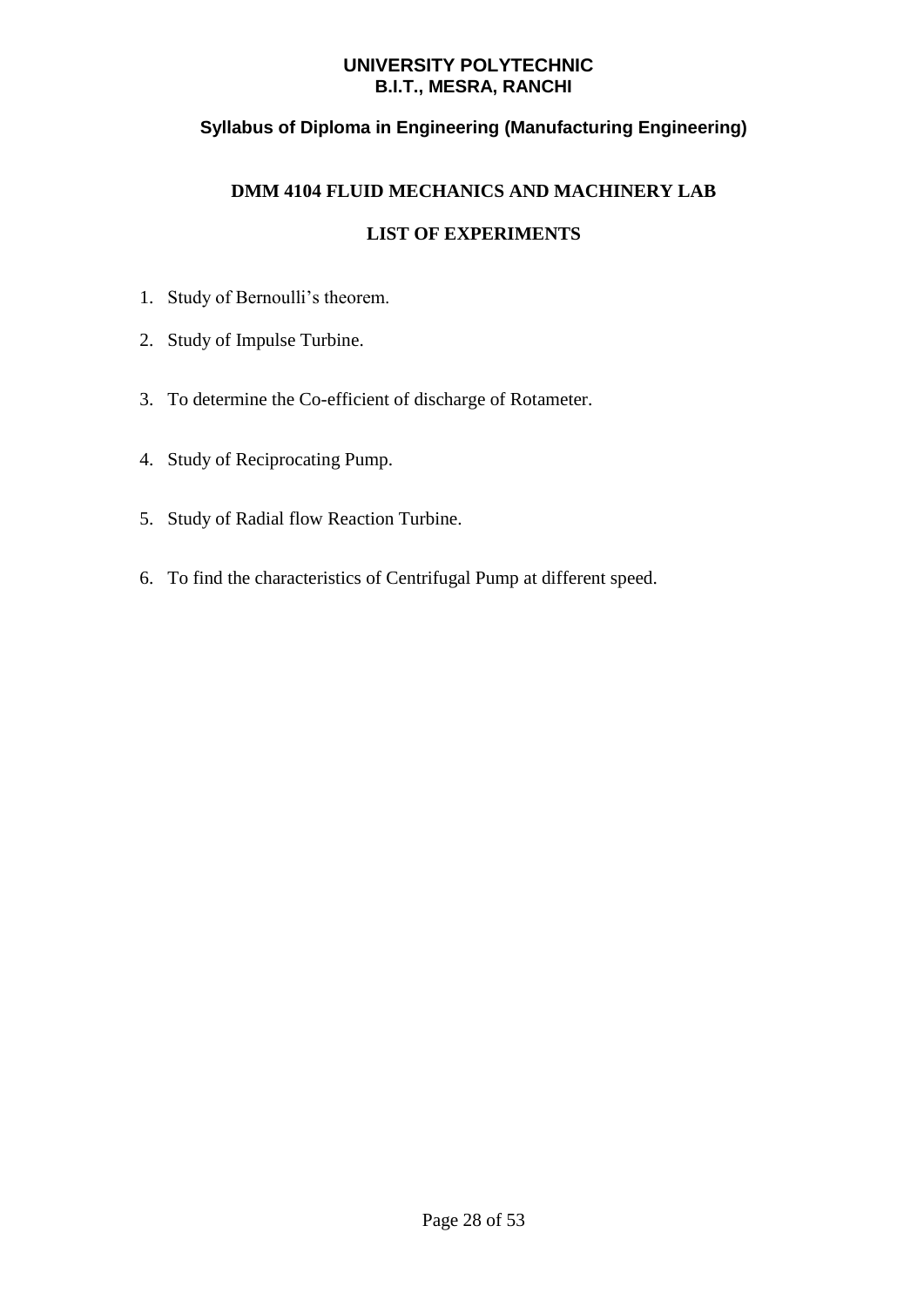**UNIVERSITY POLYTECHNIC**
**B.I.T., MESRA, RANCHI**

**Syllabus of Diploma in Engineering (Manufacturing Engineering)**

## DMM 4104 FLUID MECHANICS AND MACHINERY LAB

### LIST OF EXPERIMENTS

1. Study of Bernoulli's theorem.
2. Study of Impulse Turbine.
3. To determine the Co-efficient of discharge of Rotameter.
4. Study of Reciprocating Pump.
5. Study of Radial flow Reaction Turbine.
6. To find the characteristics of Centrifugal Pump at different speed.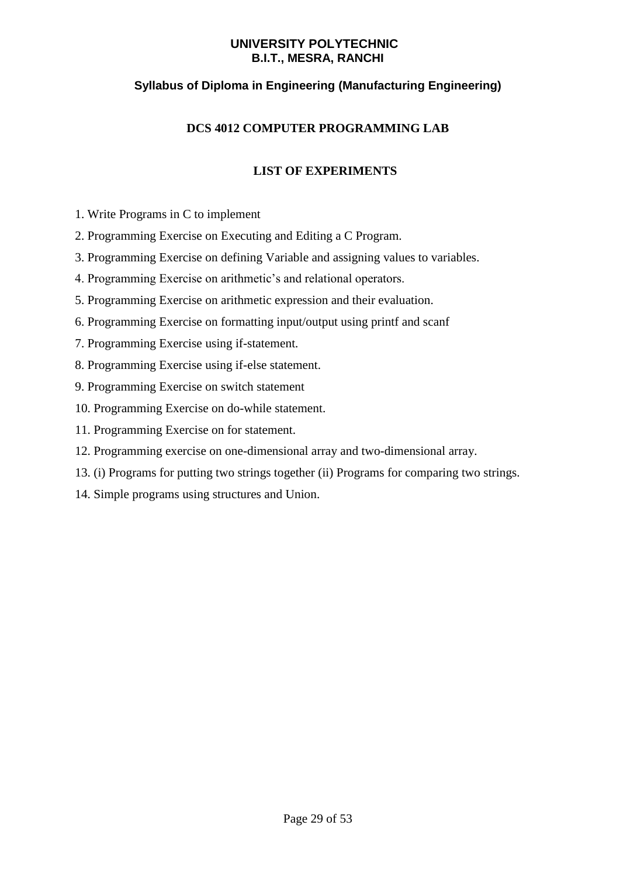**UNIVERSITY POLYTECHNIC**
**B.I.T., MESRA, RANCHI**

**Syllabus of Diploma in Engineering (Manufacturing Engineering)**

## DCS 4012 COMPUTER PROGRAMMING LAB

### LIST OF EXPERIMENTS

1. Write Programs in C to implement
2. Programming Exercise on Executing and Editing a C Program.
3. Programming Exercise on defining Variable and assigning values to variables.
4. Programming Exercise on arithmetic's and relational operators.
5. Programming Exercise on arithmetic expression and their evaluation.
6. Programming Exercise on formatting input/output using printf and scanf
7. Programming Exercise using if-statement.
8. Programming Exercise using if-else statement.
9. Programming Exercise on switch statement
10. Programming Exercise on do-while statement.
11. Programming Exercise on for statement.
12. Programming exercise on one-dimensional array and two-dimensional array.
13. (i) Programs for putting two strings together (ii) Programs for comparing two strings.
14. Simple programs using structures and Union.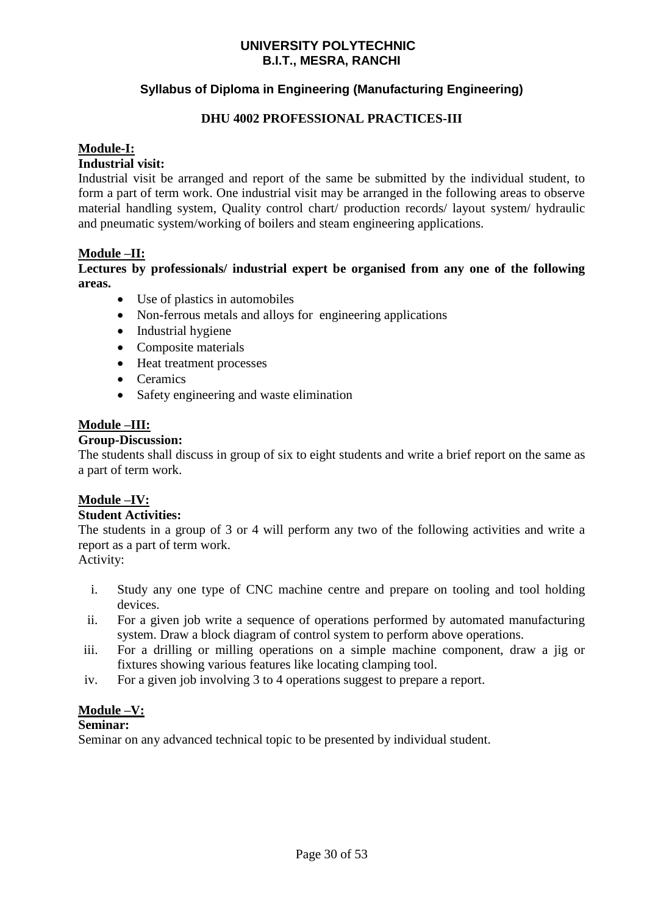**UNIVERSITY POLYTECHNIC**
**B.I.T., MESRA, RANCHI**

**Syllabus of Diploma in Engineering (Manufacturing Engineering)**

## DHU 4002 PROFESSIONAL PRACTICES-III

**Module-I:**

**Industrial visit:**

Industrial visit be arranged and report of the same be submitted by the individual student, to form a part of term work. One industrial visit may be arranged in the following areas to observe material handling system, Quality control chart/ production records/ layout system/ hydraulic and pneumatic system/working of boilers and steam engineering applications.

**Module –II:**

**Lectures by professionals/ industrial expert be organised from any one of the following areas.**

- Use of plastics in automobiles
- Non-ferrous metals and alloys for engineering applications
- Industrial hygiene
- Composite materials
- Heat treatment processes
- Ceramics
- Safety engineering and waste elimination

**Module –III:**

**Group-Discussion:**

The students shall discuss in group of six to eight students and write a brief report on the same as a part of term work.

**Module –IV:**

**Student Activities:**

The students in a group of 3 or 4 will perform any two of the following activities and write a report as a part of term work.

Activity:

i. Study any one type of CNC machine centre and prepare on tooling and tool holding devices.
ii. For a given job write a sequence of operations performed by automated manufacturing system. Draw a block diagram of control system to perform above operations.
iii. For a drilling or milling operations on a simple machine component, draw a jig or fixtures showing various features like locating clamping tool.
iv. For a given job involving 3 to 4 operations suggest to prepare a report.

**Module –V:**

**Seminar:**

Seminar on any advanced technical topic to be presented by individual student.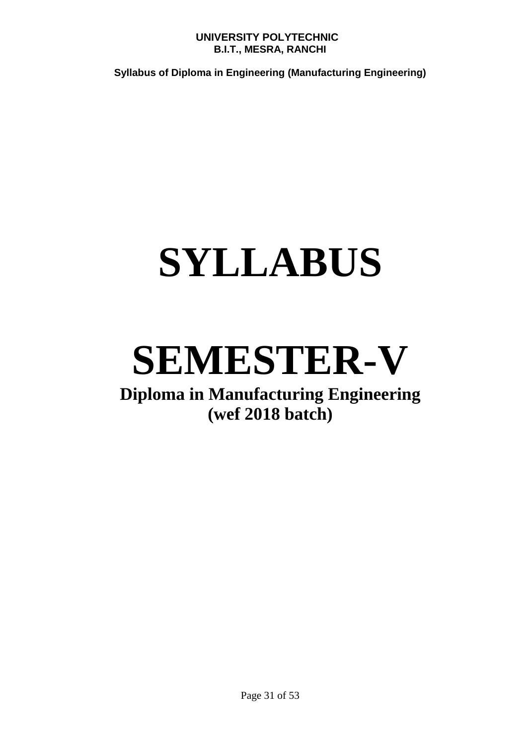# SYLLABUS

# SEMESTER-V

**Diploma in Manufacturing Engineering**
**(wef 2018 batch)**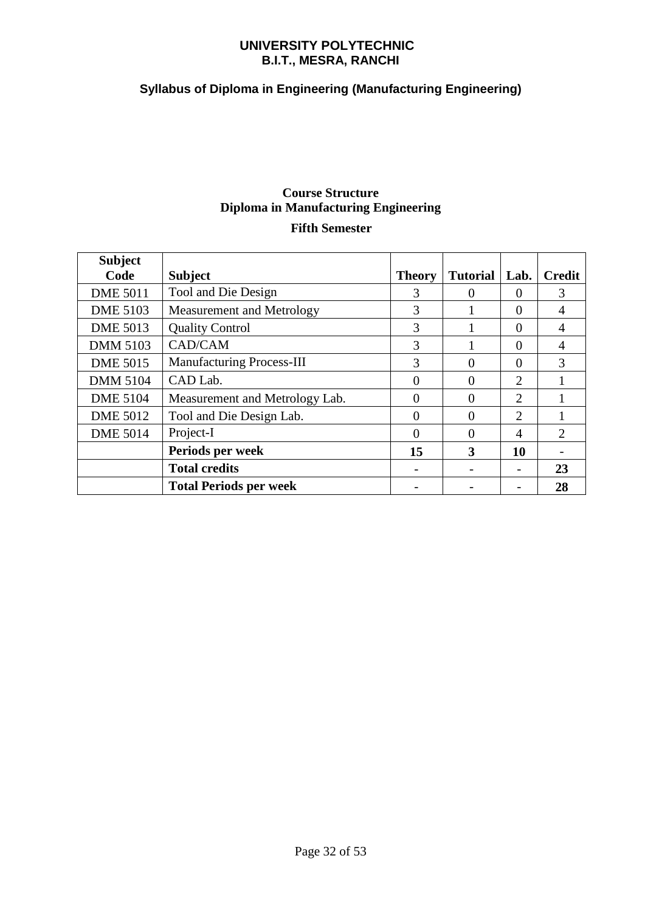**UNIVERSITY POLYTECHNIC**
**B.I.T., MESRA, RANCHI**

**Syllabus of Diploma in Engineering (Manufacturing Engineering)**

## Course Structure
## Diploma in Manufacturing Engineering
### Fifth Semester

| Subject Code | Subject | Theory | Tutorial | Lab. | Credit |
|---|---|---|---|---|---|
| DME 5011 | Tool and Die Design | 3 | 0 | 0 | 3 |
| DME 5103 | Measurement and Metrology | 3 | 1 | 0 | 4 |
| DME 5013 | Quality Control | 3 | 1 | 0 | 4 |
| DMM 5103 | CAD/CAM | 3 | 1 | 0 | 4 |
| DME 5015 | Manufacturing Process-III | 3 | 0 | 0 | 3 |
| DMM 5104 | CAD Lab. | 0 | 0 | 2 | 1 |
| DME 5104 | Measurement and Metrology Lab. | 0 | 0 | 2 | 1 |
| DME 5012 | Tool and Die Design Lab. | 0 | 0 | 2 | 1 |
| DME 5014 | Project-I | 0 | 0 | 4 | 2 |
| | **Periods per week** | **15** | **3** | **10** | **-** |
| | **Total credits** | **-** | **-** | **-** | **23** |
| | **Total Periods per week** | **-** | **-** | **-** | **28** |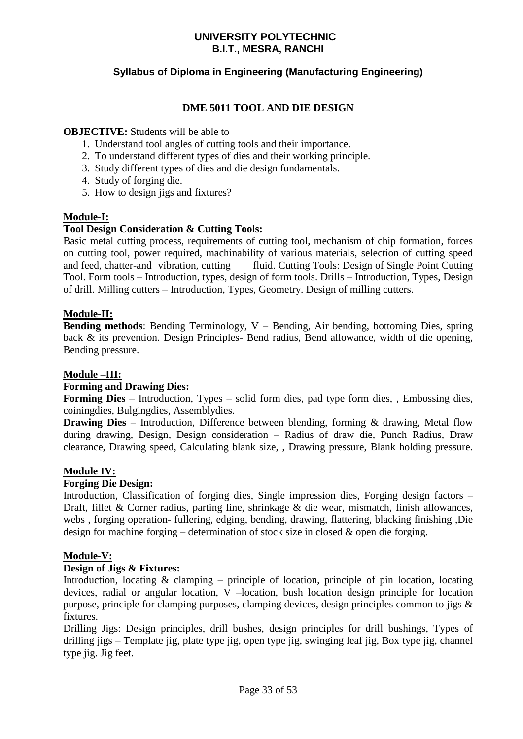**UNIVERSITY POLYTECHNIC**
**B.I.T., MESRA, RANCHI**

**Syllabus of Diploma in Engineering (Manufacturing Engineering)**

## DME 5011 TOOL AND DIE DESIGN

**OBJECTIVE:** Students will be able to

1. Understand tool angles of cutting tools and their importance.
2. To understand different types of dies and their working principle.
3. Study different types of dies and die design fundamentals.
4. Study of forging die.
5. How to design jigs and fixtures?

### Module-I:

**Tool Design Consideration & Cutting Tools:**

Basic metal cutting process, requirements of cutting tool, mechanism of chip formation, forces on cutting tool, power required, machinability of various materials, selection of cutting speed and feed, chatter-and vibration, cutting fluid. Cutting Tools: Design of Single Point Cutting Tool. Form tools – Introduction, types, design of form tools. Drills – Introduction, Types, Design of drill. Milling cutters – Introduction, Types, Geometry. Design of milling cutters.

### Module-II:

**Bending methods**: Bending Terminology, V – Bending, Air bending, bottoming Dies, spring back & its prevention. Design Principles- Bend radius, Bend allowance, width of die opening, Bending pressure.

### Module –III:

**Forming and Drawing Dies:**

**Forming Dies** – Introduction, Types – solid form dies, pad type form dies, , Embossing dies, coiningdies, Bulgingdies, Assemblydies.

**Drawing Dies** – Introduction, Difference between blending, forming & drawing, Metal flow during drawing, Design, Design consideration – Radius of draw die, Punch Radius, Draw clearance, Drawing speed, Calculating blank size, , Drawing pressure, Blank holding pressure.

### Module IV:

**Forging Die Design:**

Introduction, Classification of forging dies, Single impression dies, Forging design factors – Draft, fillet & Corner radius, parting line, shrinkage & die wear, mismatch, finish allowances, webs , forging operation- fullering, edging, bending, drawing, flattering, blacking finishing ,Die design for machine forging – determination of stock size in closed & open die forging.

### Module-V:

**Design of Jigs & Fixtures:**

Introduction, locating & clamping – principle of location, principle of pin location, locating devices, radial or angular location, V –location, bush location design principle for location purpose, principle for clamping purposes, clamping devices, design principles common to jigs & fixtures.

Drilling Jigs: Design principles, drill bushes, design principles for drill bushings, Types of drilling jigs – Template jig, plate type jig, open type jig, swinging leaf jig, Box type jig, channel type jig. Jig feet.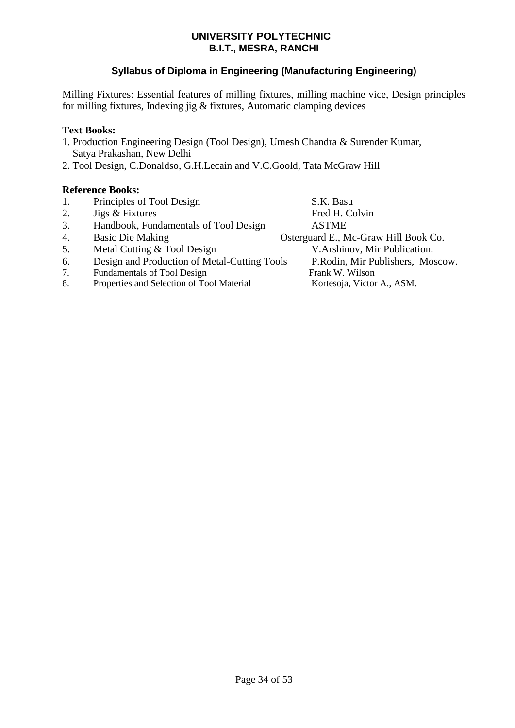Milling Fixtures: Essential features of milling fixtures, milling machine vice, Design principles for milling fixtures, Indexing jig & fixtures, Automatic clamping devices

**Text Books:**

1. Production Engineering Design (Tool Design), Umesh Chandra & Surender Kumar, Satya Prakashan, New Delhi
2. Tool Design, C.Donaldso, G.H.Lecain and V.C.Goold, Tata McGraw Hill

**Reference Books:**

| No. | Title | Author/Publisher |
| --- | --- | --- |
| 1. | Principles of Tool Design | S.K. Basu |
| 2. | Jigs & Fixtures | Fred H. Colvin |
| 3. | Handbook, Fundamentals of Tool Design | ASTME |
| 4. | Basic Die Making | Osterguard E., Mc-Graw Hill Book Co. |
| 5. | Metal Cutting & Tool Design | V.Arshinov, Mir Publication. |
| 6. | Design and Production of Metal-Cutting Tools | P.Rodin, Mir Publishers, Moscow. |
| 7. | Fundamentals of Tool Design | Frank W. Wilson |
| 8. | Properties and Selection of Tool Material | Kortesoja, Victor A., ASM. |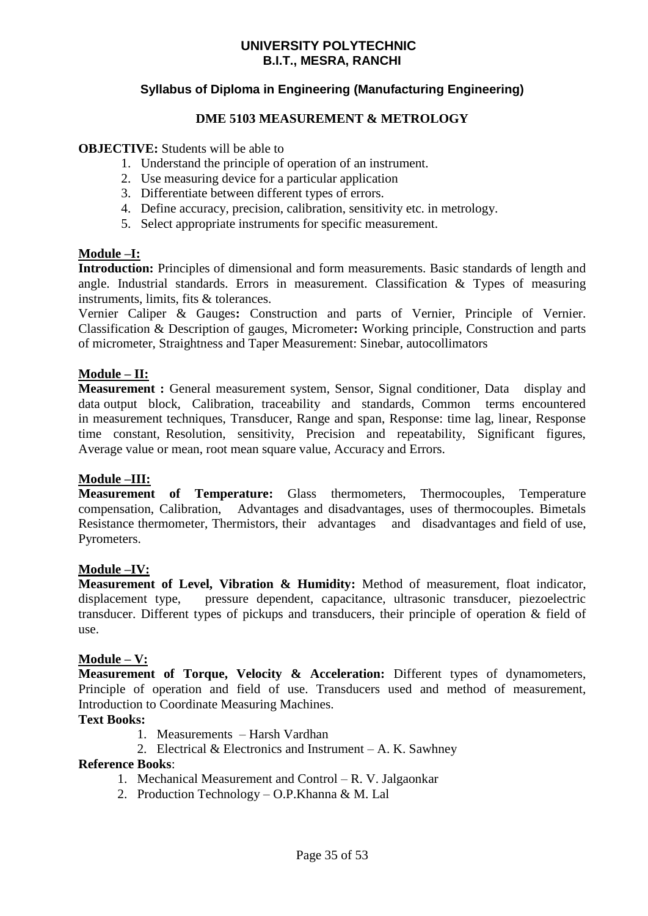**UNIVERSITY POLYTECHNIC**
**B.I.T., MESRA, RANCHI**

**Syllabus of Diploma in Engineering (Manufacturing Engineering)**

## DME 5103 MEASUREMENT & METROLOGY

**OBJECTIVE:** Students will be able to

1. Understand the principle of operation of an instrument.
2. Use measuring device for a particular application
3. Differentiate between different types of errors.
4. Define accuracy, precision, calibration, sensitivity etc. in metrology.
5. Select appropriate instruments for specific measurement.

### Module –I:

**Introduction:** Principles of dimensional and form measurements. Basic standards of length and angle. Industrial standards. Errors in measurement. Classification & Types of measuring instruments, limits, fits & tolerances.

Vernier Caliper & Gauges**:** Construction and parts of Vernier, Principle of Vernier. Classification & Description of gauges, Micrometer**:** Working principle, Construction and parts of micrometer, Straightness and Taper Measurement: Sinebar, autocollimators

### Module – II:

**Measurement :** General measurement system, Sensor, Signal conditioner, Data display and data output block, Calibration, traceability and standards, Common terms encountered in measurement techniques, Transducer, Range and span, Response: time lag, linear, Response time constant, Resolution, sensitivity, Precision and repeatability, Significant figures, Average value or mean, root mean square value, Accuracy and Errors.

### Module –III:

**Measurement of Temperature:** Glass thermometers, Thermocouples, Temperature compensation, Calibration, Advantages and disadvantages, uses of thermocouples. Bimetals Resistance thermometer, Thermistors, their advantages and disadvantages and field of use, Pyrometers.

### Module –IV:

**Measurement of Level, Vibration & Humidity:** Method of measurement, float indicator, displacement type, pressure dependent, capacitance, ultrasonic transducer, piezoelectric transducer. Different types of pickups and transducers, their principle of operation & field of use.

### Module – V:

**Measurement of Torque, Velocity & Acceleration:** Different types of dynamometers, Principle of operation and field of use. Transducers used and method of measurement, Introduction to Coordinate Measuring Machines.

**Text Books:**

1. Measurements – Harsh Vardhan
2. Electrical & Electronics and Instrument – A. K. Sawhney

**Reference Books**:

1. Mechanical Measurement and Control – R. V. Jalgaonkar
2. Production Technology – O.P.Khanna & M. Lal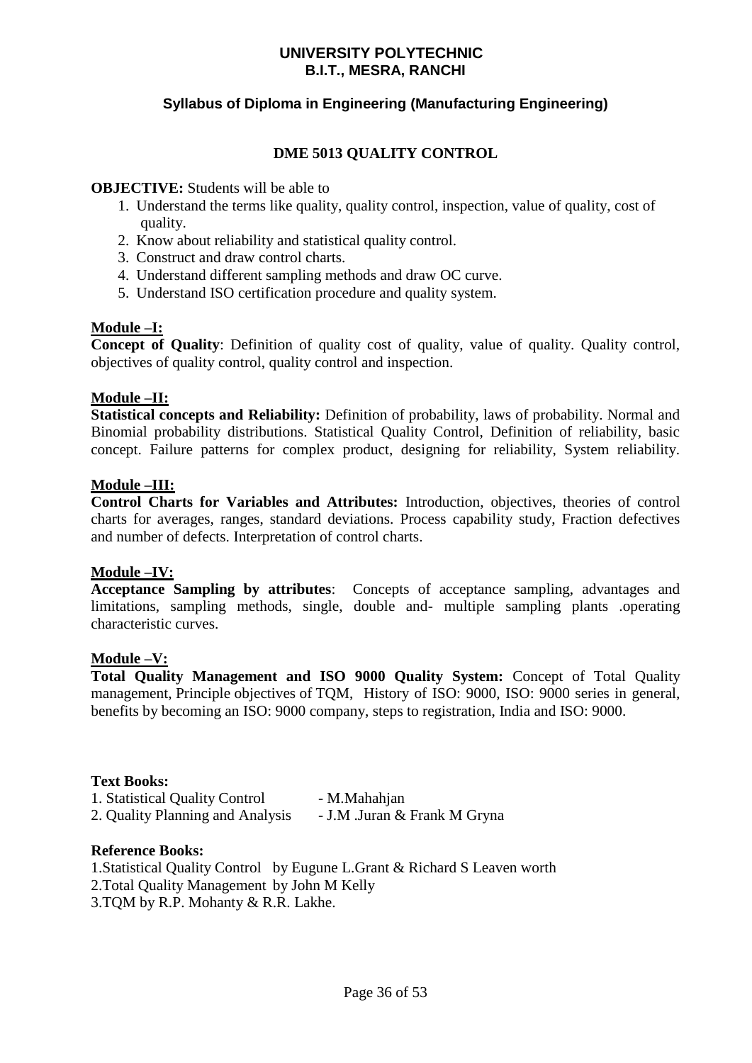**UNIVERSITY POLYTECHNIC**
**B.I.T., MESRA, RANCHI**

**Syllabus of Diploma in Engineering (Manufacturing Engineering)**

# DME 5013 QUALITY CONTROL

**OBJECTIVE:** Students will be able to

1. Understand the terms like quality, quality control, inspection, value of quality, cost of quality.
2. Know about reliability and statistical quality control.
3. Construct and draw control charts.
4. Understand different sampling methods and draw OC curve.
5. Understand ISO certification procedure and quality system.

## Module –I:

**Concept of Quality**: Definition of quality cost of quality, value of quality. Quality control, objectives of quality control, quality control and inspection.

## Module –II:

**Statistical concepts and Reliability:** Definition of probability, laws of probability. Normal and Binomial probability distributions. Statistical Quality Control, Definition of reliability, basic concept. Failure patterns for complex product, designing for reliability, System reliability.

## Module –III:

**Control Charts for Variables and Attributes:** Introduction, objectives, theories of control charts for averages, ranges, standard deviations. Process capability study, Fraction defectives and number of defects. Interpretation of control charts.

## Module –IV:

**Acceptance Sampling by attributes**: Concepts of acceptance sampling, advantages and limitations, sampling methods, single, double and- multiple sampling plants .operating characteristic curves.

## Module –V:

**Total Quality Management and ISO 9000 Quality System:** Concept of Total Quality management, Principle objectives of TQM, History of ISO: 9000, ISO: 9000 series in general, benefits by becoming an ISO: 9000 company, steps to registration, India and ISO: 9000.

**Text Books:**

1. Statistical Quality Control - M.Mahahjan
2. Quality Planning and Analysis - J.M .Juran & Frank M Gryna

**Reference Books:**

1.Statistical Quality Control by Eugune L.Grant & Richard S Leaven worth
2.Total Quality Management by John M Kelly
3.TQM by R.P. Mohanty & R.R. Lakhe.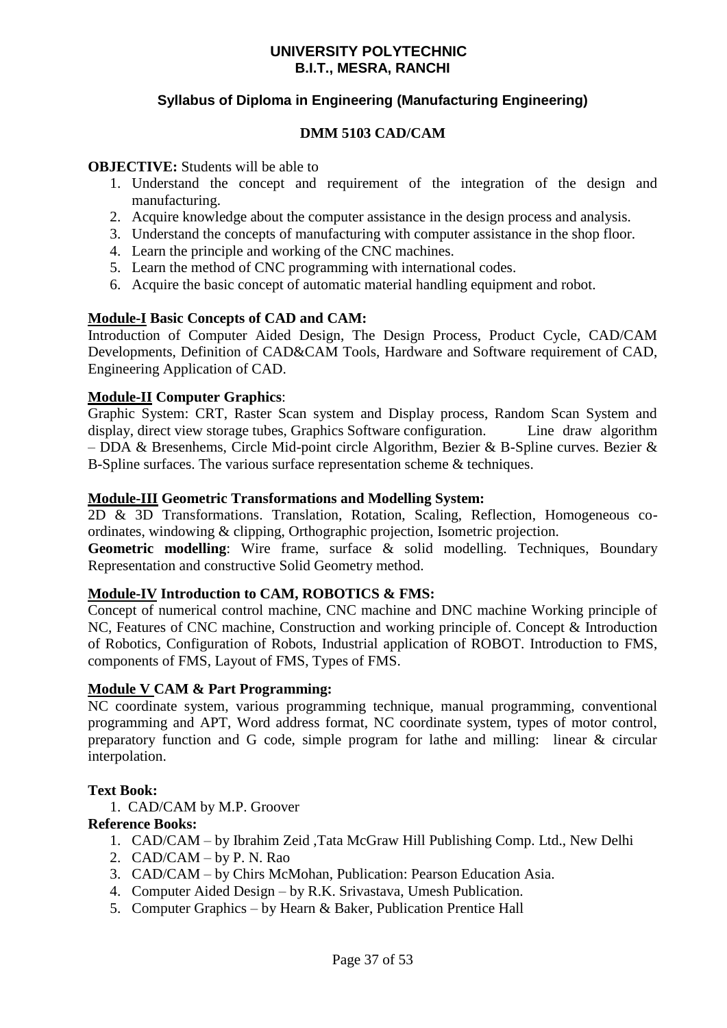**UNIVERSITY POLYTECHNIC**
**B.I.T., MESRA, RANCHI**

**Syllabus of Diploma in Engineering (Manufacturing Engineering)**

**DMM 5103 CAD/CAM**

**OBJECTIVE:** Students will be able to

1. Understand the concept and requirement of the integration of the design and manufacturing.
2. Acquire knowledge about the computer assistance in the design process and analysis.
3. Understand the concepts of manufacturing with computer assistance in the shop floor.
4. Learn the principle and working of the CNC machines.
5. Learn the method of CNC programming with international codes.
6. Acquire the basic concept of automatic material handling equipment and robot.

**Module-I Basic Concepts of CAD and CAM:**
Introduction of Computer Aided Design, The Design Process, Product Cycle, CAD/CAM Developments, Definition of CAD&CAM Tools, Hardware and Software requirement of CAD, Engineering Application of CAD.

**Module-II Computer Graphics**:
Graphic System: CRT, Raster Scan system and Display process, Random Scan System and display, direct view storage tubes, Graphics Software configuration. Line draw algorithm – DDA & Bresenhems, Circle Mid-point circle Algorithm, Bezier & B-Spline curves. Bezier & B-Spline surfaces. The various surface representation scheme & techniques.

**Module-III Geometric Transformations and Modelling System:**
2D & 3D Transformations. Translation, Rotation, Scaling, Reflection, Homogeneous co-ordinates, windowing & clipping, Orthographic projection, Isometric projection.
**Geometric modelling**: Wire frame, surface & solid modelling. Techniques, Boundary Representation and constructive Solid Geometry method.

**Module-IV Introduction to CAM, ROBOTICS & FMS:**
Concept of numerical control machine, CNC machine and DNC machine Working principle of NC, Features of CNC machine, Construction and working principle of. Concept & Introduction of Robotics, Configuration of Robots, Industrial application of ROBOT. Introduction to FMS, components of FMS, Layout of FMS, Types of FMS.

**Module V CAM & Part Programming:**
NC coordinate system, various programming technique, manual programming, conventional programming and APT, Word address format, NC coordinate system, types of motor control, preparatory function and G code, simple program for lathe and milling: linear & circular interpolation.

**Text Book:**

1. CAD/CAM by M.P. Groover

**Reference Books:**

1. CAD/CAM – by Ibrahim Zeid ,Tata McGraw Hill Publishing Comp. Ltd., New Delhi
2. CAD/CAM – by P. N. Rao
3. CAD/CAM – by Chirs McMohan, Publication: Pearson Education Asia.
4. Computer Aided Design – by R.K. Srivastava, Umesh Publication.
5. Computer Graphics – by Hearn & Baker, Publication Prentice Hall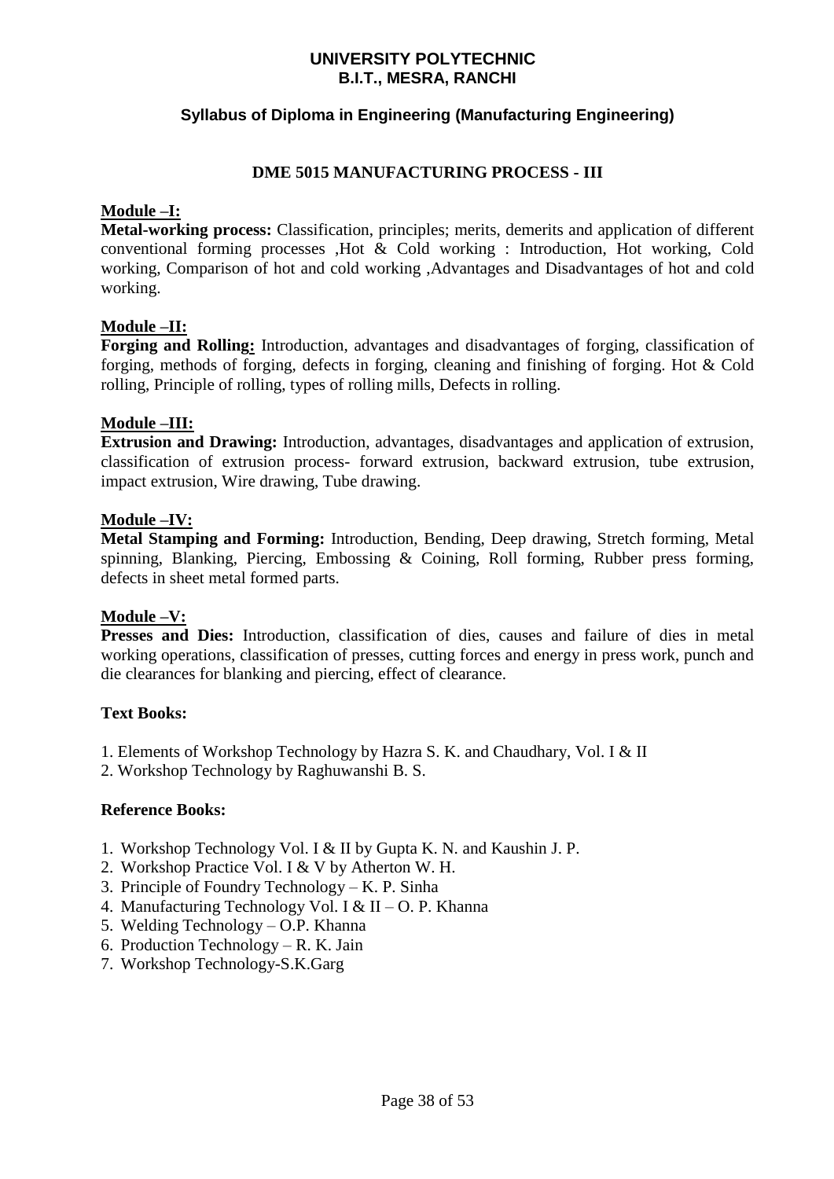# UNIVERSITY POLYTECHNIC
# B.I.T., MESRA, RANCHI

## Syllabus of Diploma in Engineering (Manufacturing Engineering)

### DME 5015 MANUFACTURING PROCESS - III

**Module –I:**

**Metal-working process:** Classification, principles; merits, demerits and application of different conventional forming processes ,Hot & Cold working : Introduction, Hot working, Cold working, Comparison of hot and cold working ,Advantages and Disadvantages of hot and cold working.

**Module –II:**

**Forging and Rolling:** Introduction, advantages and disadvantages of forging, classification of forging, methods of forging, defects in forging, cleaning and finishing of forging. Hot & Cold rolling, Principle of rolling, types of rolling mills, Defects in rolling.

**Module –III:**

**Extrusion and Drawing:** Introduction, advantages, disadvantages and application of extrusion, classification of extrusion process- forward extrusion, backward extrusion, tube extrusion, impact extrusion, Wire drawing, Tube drawing.

**Module –IV:**

**Metal Stamping and Forming:** Introduction, Bending, Deep drawing, Stretch forming, Metal spinning, Blanking, Piercing, Embossing & Coining, Roll forming, Rubber press forming, defects in sheet metal formed parts.

**Module –V:**

**Presses and Dies:** Introduction, classification of dies, causes and failure of dies in metal working operations, classification of presses, cutting forces and energy in press work, punch and die clearances for blanking and piercing, effect of clearance.

**Text Books:**

1. Elements of Workshop Technology by Hazra S. K. and Chaudhary, Vol. I & II
2. Workshop Technology by Raghuwanshi B. S.

**Reference Books:**

1. Workshop Technology Vol. I & II by Gupta K. N. and Kaushin J. P.
2. Workshop Practice Vol. I & V by Atherton W. H.
3. Principle of Foundry Technology – K. P. Sinha
4. Manufacturing Technology Vol. I & II – O. P. Khanna
5. Welding Technology – O.P. Khanna
6. Production Technology – R. K. Jain
7. Workshop Technology-S.K.Garg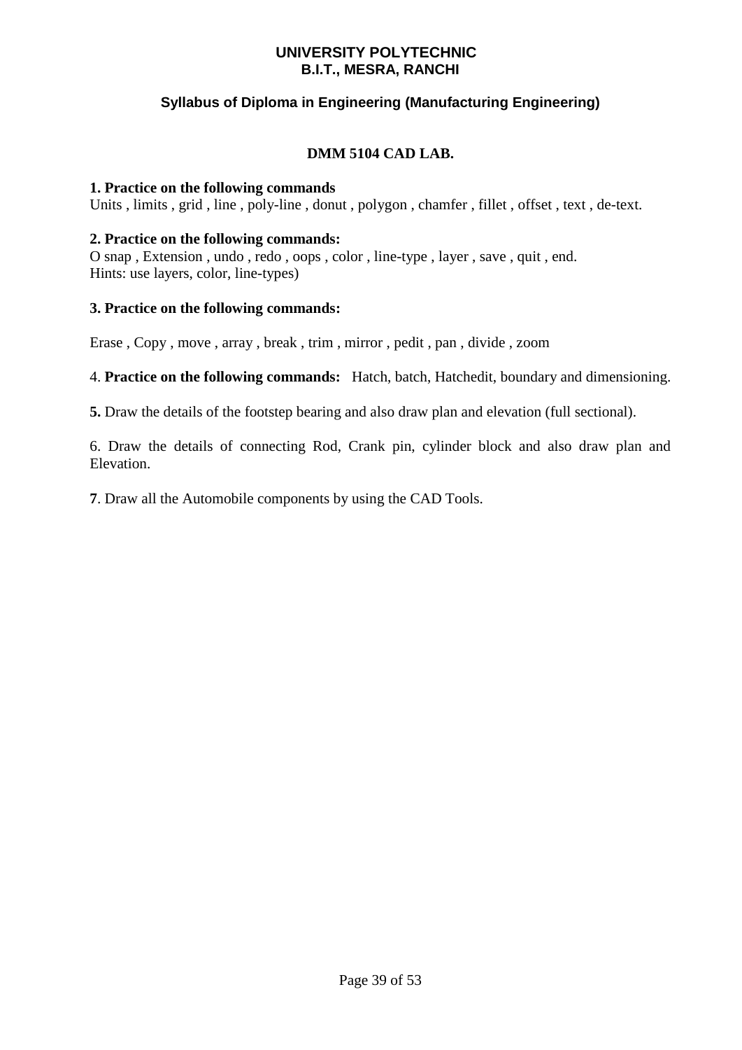**UNIVERSITY POLYTECHNIC**
**B.I.T., MESRA, RANCHI**

**Syllabus of Diploma in Engineering (Manufacturing Engineering)**

## DMM 5104 CAD LAB.

**1. Practice on the following commands**
Units , limits , grid , line , poly-line , donut , polygon , chamfer , fillet , offset , text , de-text.

**2. Practice on the following commands:**
O snap , Extension , undo , redo , oops , color , line-type , layer , save , quit , end.
Hints: use layers, color, line-types)

**3. Practice on the following commands:**

Erase , Copy , move , array , break , trim , mirror , pedit , pan , divide , zoom

4. **Practice on the following commands:** Hatch, batch, Hatchedit, boundary and dimensioning.

**5.** Draw the details of the footstep bearing and also draw plan and elevation (full sectional).

6. Draw the details of connecting Rod, Crank pin, cylinder block and also draw plan and Elevation.

**7**. Draw all the Automobile components by using the CAD Tools.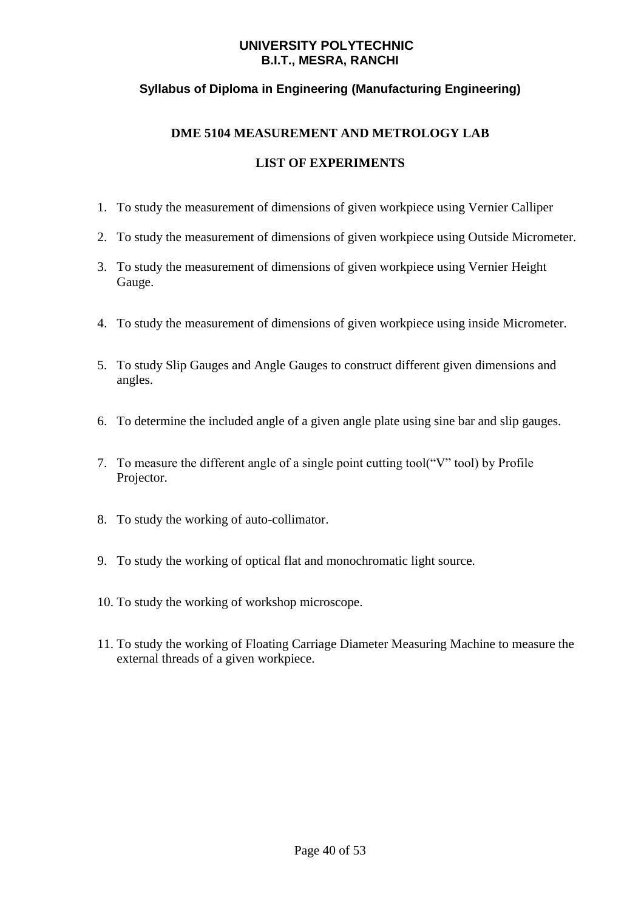**UNIVERSITY POLYTECHNIC**
**B.I.T., MESRA, RANCHI**

**Syllabus of Diploma in Engineering (Manufacturing Engineering)**

## DME 5104 MEASUREMENT AND METROLOGY LAB

### LIST OF EXPERIMENTS

1. To study the measurement of dimensions of given workpiece using Vernier Calliper
2. To study the measurement of dimensions of given workpiece using Outside Micrometer.
3. To study the measurement of dimensions of given workpiece using Vernier Height Gauge.
4. To study the measurement of dimensions of given workpiece using inside Micrometer.
5. To study Slip Gauges and Angle Gauges to construct different given dimensions and angles.
6. To determine the included angle of a given angle plate using sine bar and slip gauges.
7. To measure the different angle of a single point cutting tool("V" tool) by Profile Projector.
8. To study the working of auto-collimator.
9. To study the working of optical flat and monochromatic light source.
10. To study the working of workshop microscope.
11. To study the working of Floating Carriage Diameter Measuring Machine to measure the external threads of a given workpiece.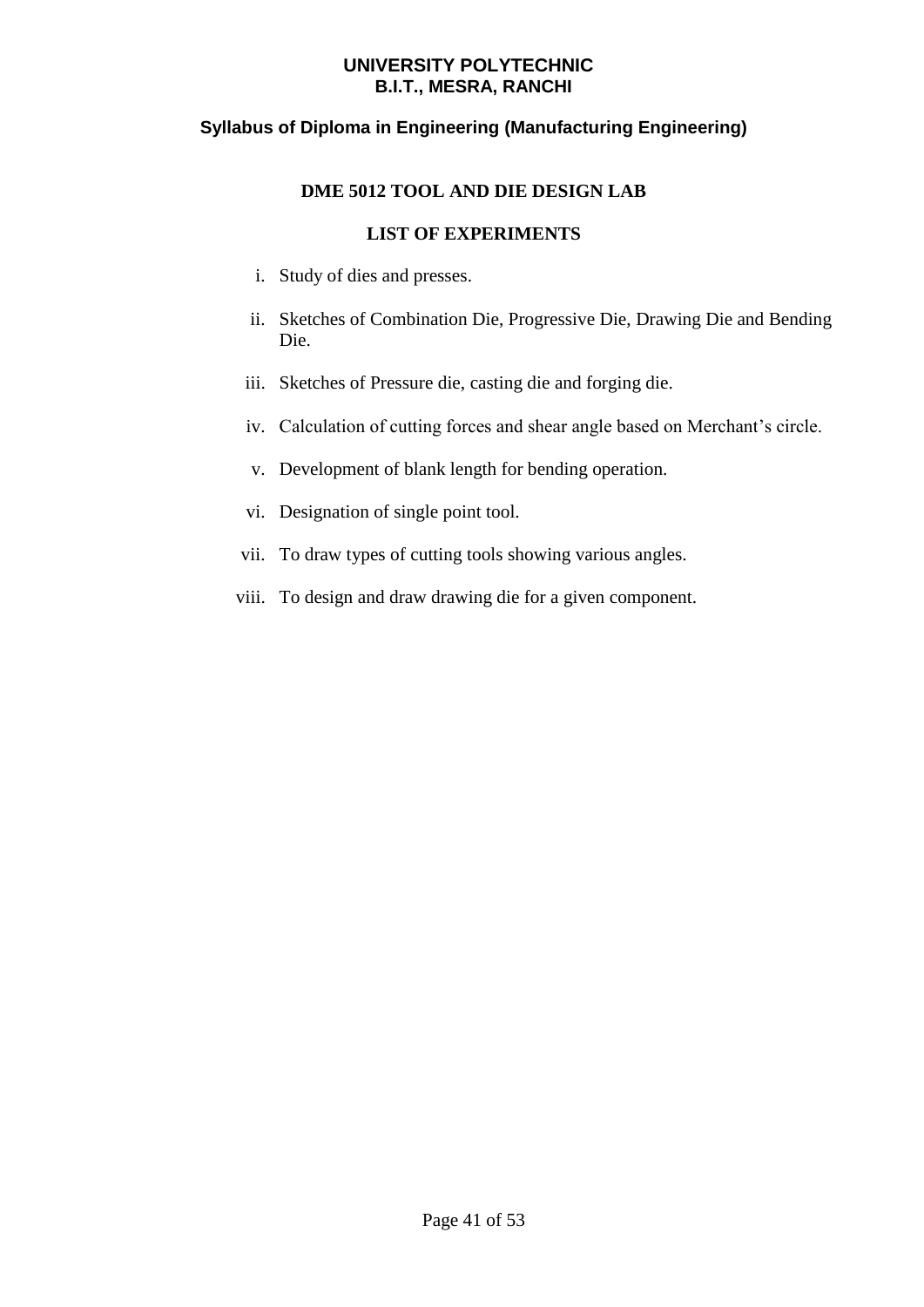# UNIVERSITY POLYTECHNIC
## B.I.T., MESRA, RANCHI

### Syllabus of Diploma in Engineering (Manufacturing Engineering)

### DME 5012 TOOL AND DIE DESIGN LAB

### LIST OF EXPERIMENTS

i. Study of dies and presses.

ii. Sketches of Combination Die, Progressive Die, Drawing Die and Bending Die.

iii. Sketches of Pressure die, casting die and forging die.

iv. Calculation of cutting forces and shear angle based on Merchant's circle.

v. Development of blank length for bending operation.

vi. Designation of single point tool.

vii. To draw types of cutting tools showing various angles.

viii. To design and draw drawing die for a given component.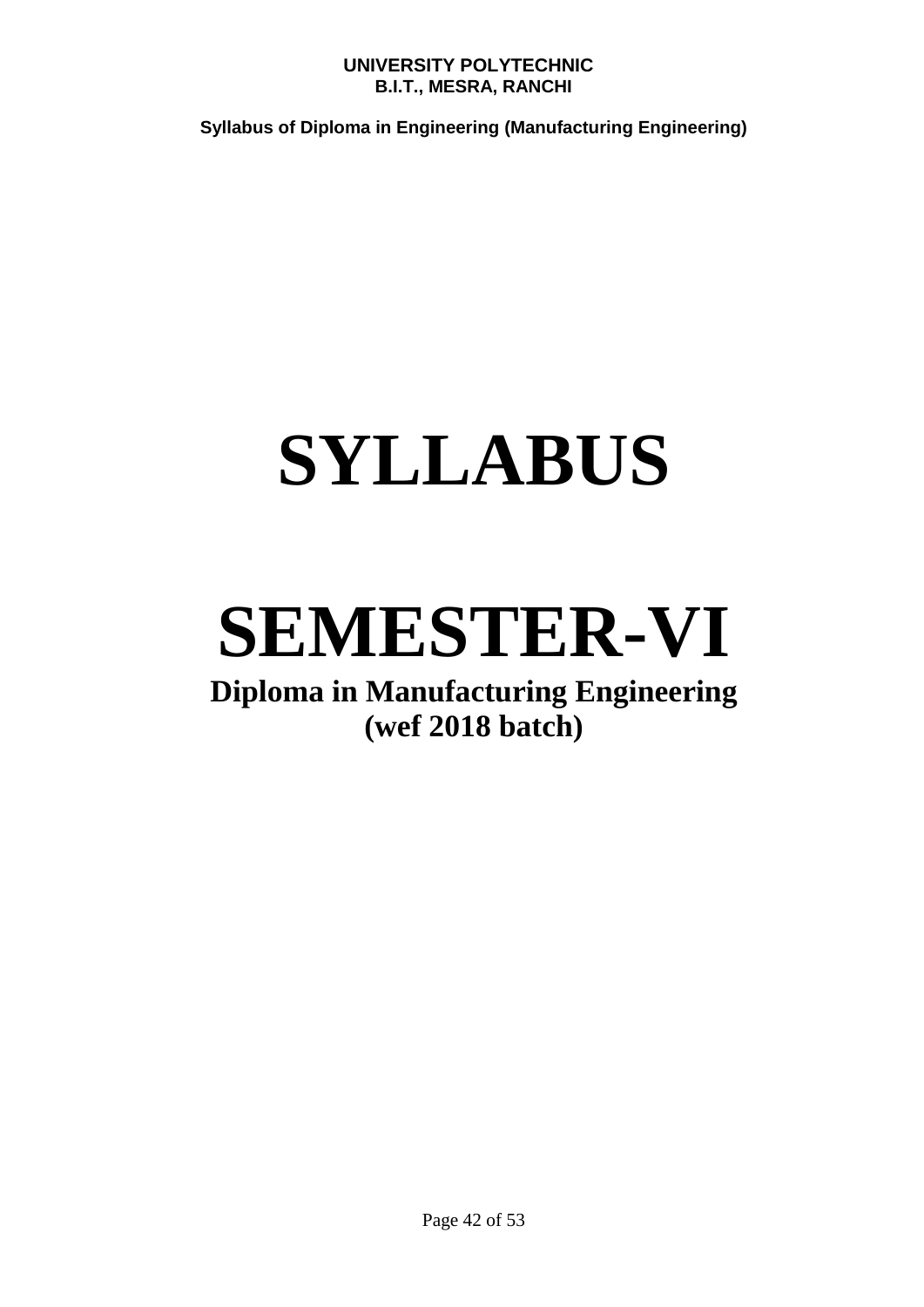# SYLLABUS

# SEMESTER-VI

## Diploma in Manufacturing Engineering
## (wef 2018 batch)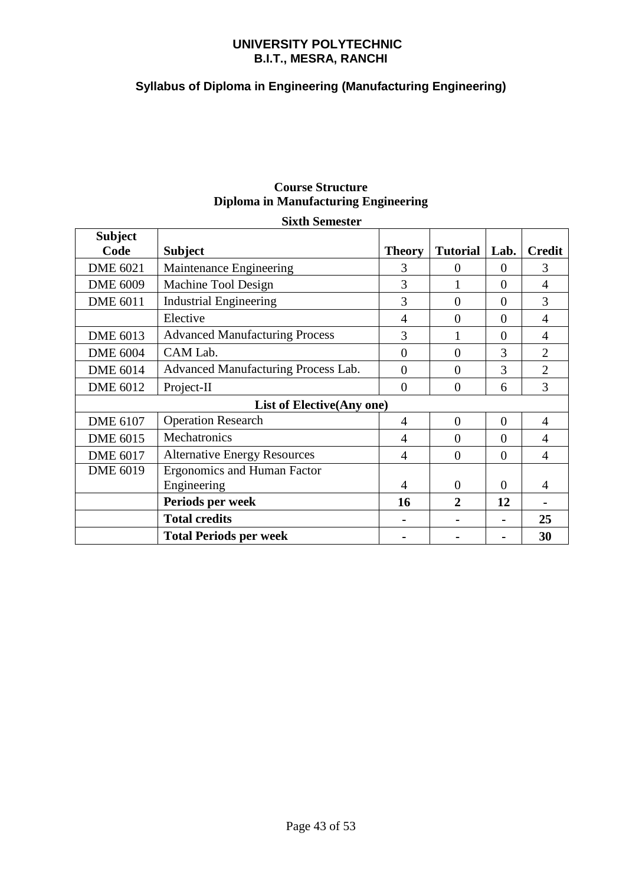**UNIVERSITY POLYTECHNIC**
**B.I.T., MESRA, RANCHI**

**Syllabus of Diploma in Engineering (Manufacturing Engineering)**

## Course Structure
## Diploma in Manufacturing Engineering

### Sixth Semester

| Subject Code | Subject | Theory | Tutorial | Lab. | Credit |
|---|---|---|---|---|---|
| DME 6021 | Maintenance Engineering | 3 | 0 | 0 | 3 |
| DME 6009 | Machine Tool Design | 3 | 1 | 0 | 4 |
| DME 6011 | Industrial Engineering | 3 | 0 | 0 | 3 |
| | Elective | 4 | 0 | 0 | 4 |
| DME 6013 | Advanced Manufacturing Process | 3 | 1 | 0 | 4 |
| DME 6004 | CAM Lab. | 0 | 0 | 3 | 2 |
| DME 6014 | Advanced Manufacturing Process Lab. | 0 | 0 | 3 | 2 |
| DME 6012 | Project-II | 0 | 0 | 6 | 3 |
| | **List of Elective(Any one)** | | | | |
| DME 6107 | Operation Research | 4 | 0 | 0 | 4 |
| DME 6015 | Mechatronics | 4 | 0 | 0 | 4 |
| DME 6017 | Alternative Energy Resources | 4 | 0 | 0 | 4 |
| DME 6019 | Ergonomics and Human Factor Engineering | 4 | 0 | 0 | 4 |
| | **Periods per week** | **16** | **2** | **12** | **-** |
| | **Total credits** | **-** | **-** | **-** | **25** |
| | **Total Periods per week** | **-** | **-** | **-** | **30** |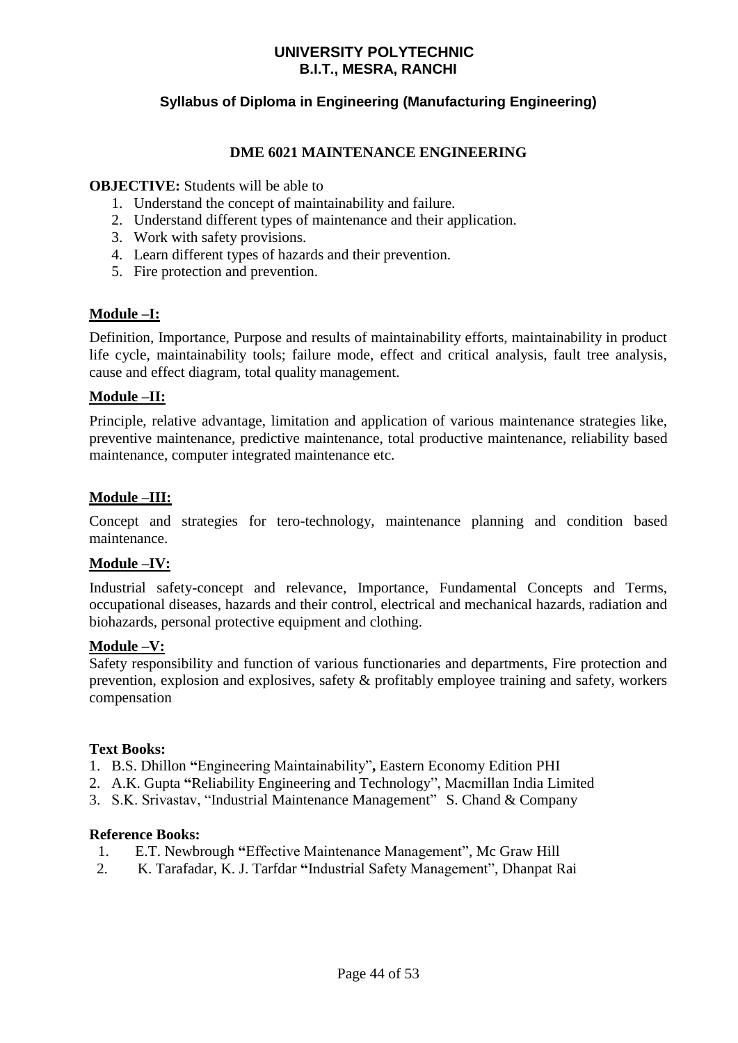**UNIVERSITY POLYTECHNIC**
**B.I.T., MESRA, RANCHI**

**Syllabus of Diploma in Engineering (Manufacturing Engineering)**

## DME 6021 MAINTENANCE ENGINEERING

**OBJECTIVE:** Students will be able to

1. Understand the concept of maintainability and failure.
2. Understand different types of maintenance and their application.
3. Work with safety provisions.
4. Learn different types of hazards and their prevention.
5. Fire protection and prevention.

### Module –I:

Definition, Importance, Purpose and results of maintainability efforts, maintainability in product life cycle, maintainability tools; failure mode, effect and critical analysis, fault tree analysis, cause and effect diagram, total quality management.

### Module –II:

Principle, relative advantage, limitation and application of various maintenance strategies like, preventive maintenance, predictive maintenance, total productive maintenance, reliability based maintenance, computer integrated maintenance etc.

### Module –III:

Concept and strategies for tero-technology, maintenance planning and condition based maintenance.

### Module –IV:

Industrial safety-concept and relevance, Importance, Fundamental Concepts and Terms, occupational diseases, hazards and their control, electrical and mechanical hazards, radiation and biohazards, personal protective equipment and clothing.

### Module –V:

Safety responsibility and function of various functionaries and departments, Fire protection and prevention, explosion and explosives, safety & profitably employee training and safety, workers compensation

**Text Books:**

1. B.S. Dhillon "Engineering Maintainability", Eastern Economy Edition PHI
2. A.K. Gupta "Reliability Engineering and Technology", Macmillan India Limited
3. S.K. Srivastav, "Industrial Maintenance Management" S. Chand & Company

**Reference Books:**

1. E.T. Newbrough "Effective Maintenance Management", Mc Graw Hill
2. K. Tarafadar, K. J. Tarfdar "Industrial Safety Management", Dhanpat Rai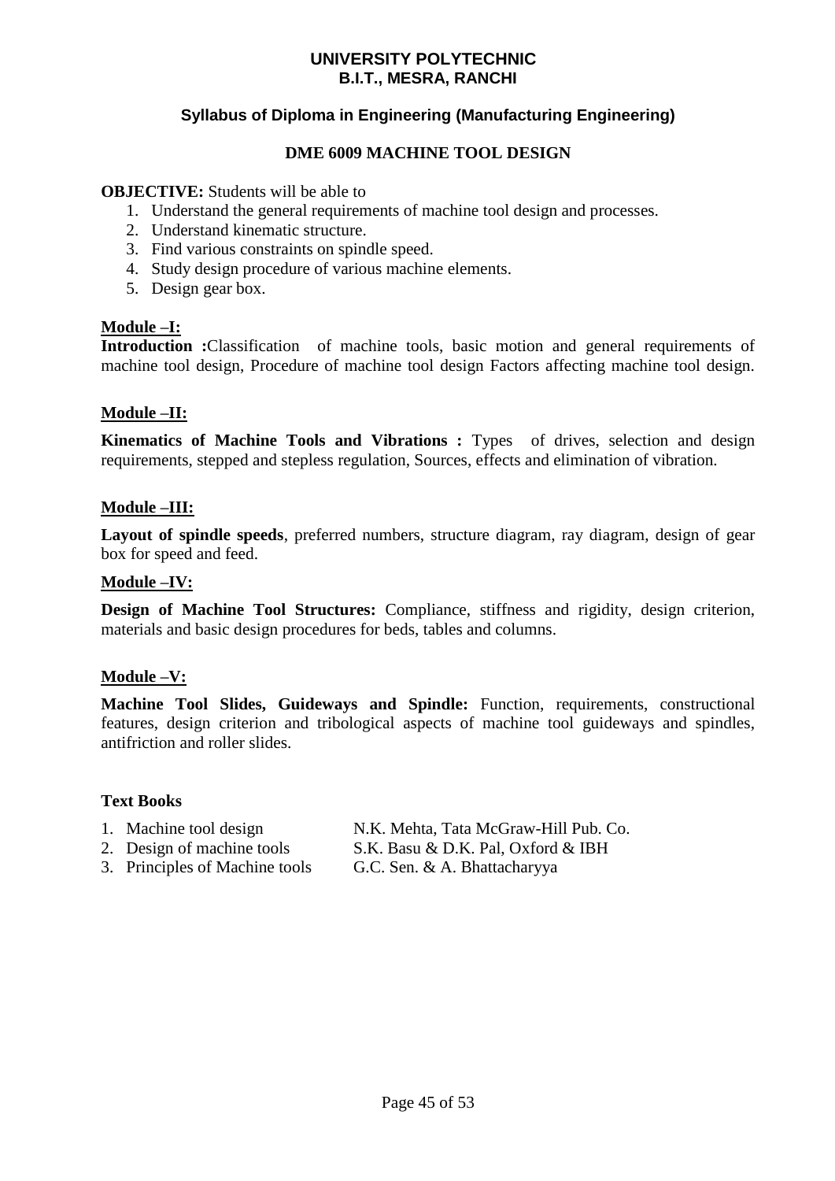**UNIVERSITY POLYTECHNIC**
**B.I.T., MESRA, RANCHI**

**Syllabus of Diploma in Engineering (Manufacturing Engineering)**

# DME 6009 MACHINE TOOL DESIGN

**OBJECTIVE:** Students will be able to

1. Understand the general requirements of machine tool design and processes.
2. Understand kinematic structure.
3. Find various constraints on spindle speed.
4. Study design procedure of various machine elements.
5. Design gear box.

## Module –I:

**Introduction :**Classification of machine tools, basic motion and general requirements of machine tool design, Procedure of machine tool design Factors affecting machine tool design.

## Module –II:

**Kinematics of Machine Tools and Vibrations :** Types of drives, selection and design requirements, stepped and stepless regulation, Sources, effects and elimination of vibration.

## Module –III:

**Layout of spindle speeds**, preferred numbers, structure diagram, ray diagram, design of gear box for speed and feed.

## Module –IV:

**Design of Machine Tool Structures:** Compliance, stiffness and rigidity, design criterion, materials and basic design procedures for beds, tables and columns.

## Module –V:

**Machine Tool Slides, Guideways and Spindle:** Function, requirements, constructional features, design criterion and tribological aspects of machine tool guideways and spindles, antifriction and roller slides.

### Text Books

1. Machine tool design — N.K. Mehta, Tata McGraw-Hill Pub. Co.
2. Design of machine tools — S.K. Basu & D.K. Pal, Oxford & IBH
3. Principles of Machine tools — G.C. Sen. & A. Bhattacharyya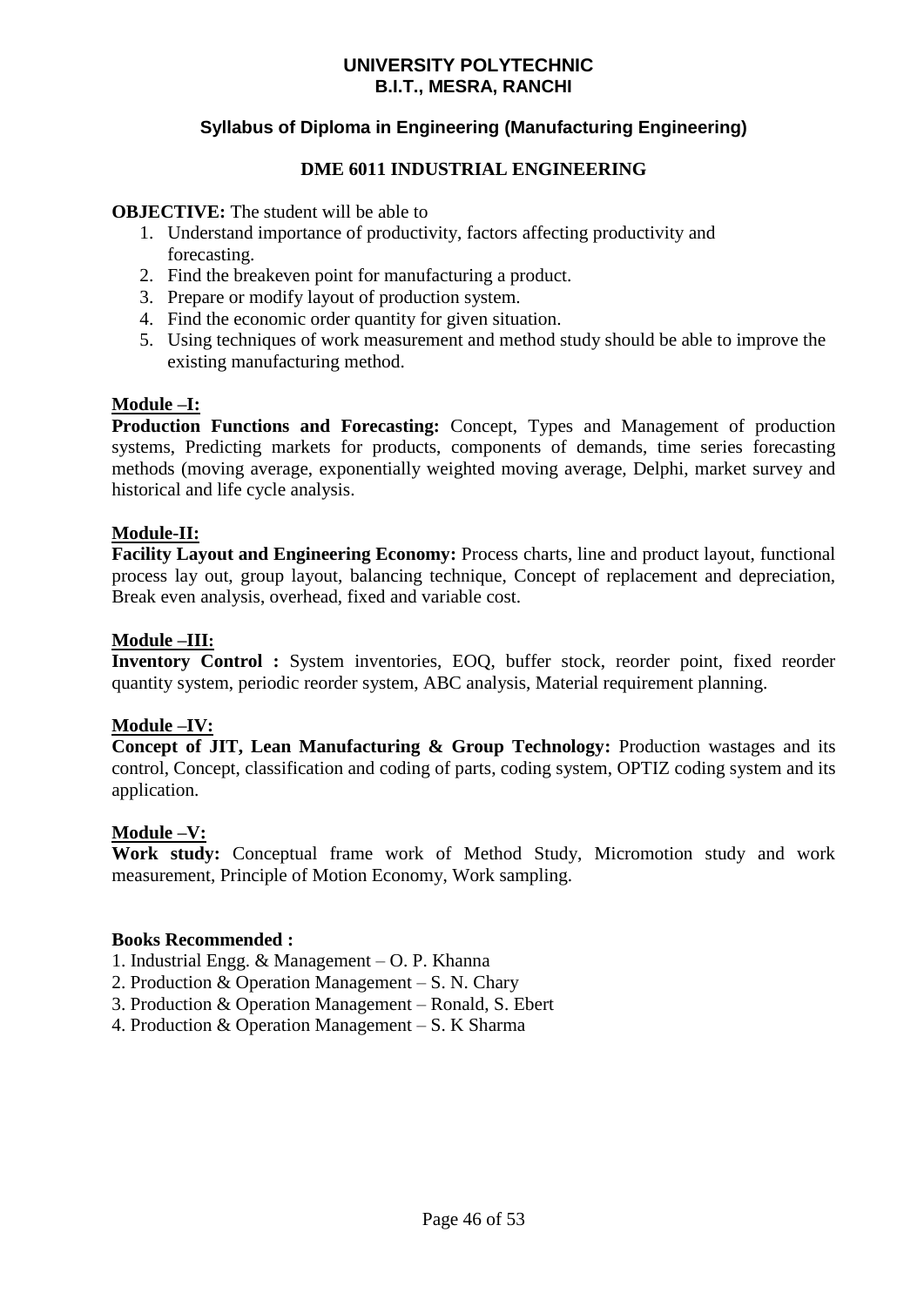# UNIVERSITY POLYTECHNIC
# B.I.T., MESRA, RANCHI

## Syllabus of Diploma in Engineering (Manufacturing Engineering)

### DME 6011 INDUSTRIAL ENGINEERING

**OBJECTIVE:** The student will be able to

1. Understand importance of productivity, factors affecting productivity and forecasting.
2. Find the breakeven point for manufacturing a product.
3. Prepare or modify layout of production system.
4. Find the economic order quantity for given situation.
5. Using techniques of work measurement and method study should be able to improve the existing manufacturing method.

**Module –I:**

**Production Functions and Forecasting:** Concept, Types and Management of production systems, Predicting markets for products, components of demands, time series forecasting methods (moving average, exponentially weighted moving average, Delphi, market survey and historical and life cycle analysis.

**Module-II:**

**Facility Layout and Engineering Economy:** Process charts, line and product layout, functional process lay out, group layout, balancing technique, Concept of replacement and depreciation, Break even analysis, overhead, fixed and variable cost.

**Module –III:**

**Inventory Control :** System inventories, EOQ, buffer stock, reorder point, fixed reorder quantity system, periodic reorder system, ABC analysis, Material requirement planning.

**Module –IV:**

**Concept of JIT, Lean Manufacturing & Group Technology:** Production wastages and its control, Concept, classification and coding of parts, coding system, OPTIZ coding system and its application.

**Module –V:**

**Work study:** Conceptual frame work of Method Study, Micromotion study and work measurement, Principle of Motion Economy, Work sampling.

**Books Recommended :**

1. Industrial Engg. & Management – O. P. Khanna
2. Production & Operation Management – S. N. Chary
3. Production & Operation Management – Ronald, S. Ebert
4. Production & Operation Management – S. K Sharma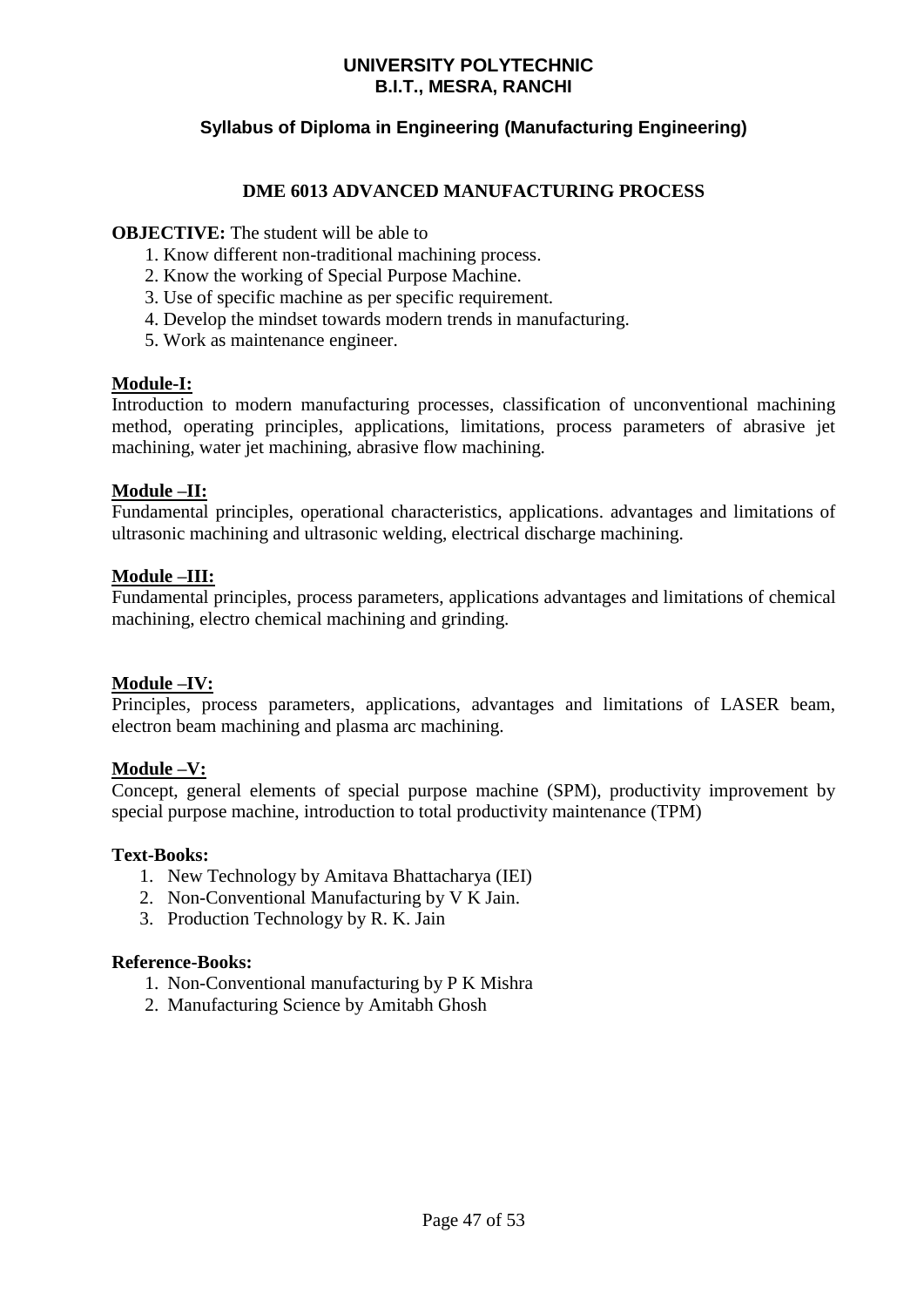**UNIVERSITY POLYTECHNIC**
**B.I.T., MESRA, RANCHI**

**Syllabus of Diploma in Engineering (Manufacturing Engineering)**

## DME 6013 ADVANCED MANUFACTURING PROCESS

**OBJECTIVE:** The student will be able to

1. Know different non-traditional machining process.
2. Know the working of Special Purpose Machine.
3. Use of specific machine as per specific requirement.
4. Develop the mindset towards modern trends in manufacturing.
5. Work as maintenance engineer.

### Module-I:

Introduction to modern manufacturing processes, classification of unconventional machining method, operating principles, applications, limitations, process parameters of abrasive jet machining, water jet machining, abrasive flow machining.

### Module –II:

Fundamental principles, operational characteristics, applications. advantages and limitations of ultrasonic machining and ultrasonic welding, electrical discharge machining.

### Module –III:

Fundamental principles, process parameters, applications advantages and limitations of chemical machining, electro chemical machining and grinding.

### Module –IV:

Principles, process parameters, applications, advantages and limitations of LASER beam, electron beam machining and plasma arc machining.

### Module –V:

Concept, general elements of special purpose machine (SPM), productivity improvement by special purpose machine, introduction to total productivity maintenance (TPM)

**Text-Books:**

1. New Technology by Amitava Bhattacharya (IEI)
2. Non-Conventional Manufacturing by V K Jain.
3. Production Technology by R. K. Jain

**Reference-Books:**

1. Non-Conventional manufacturing by P K Mishra
2. Manufacturing Science by Amitabh Ghosh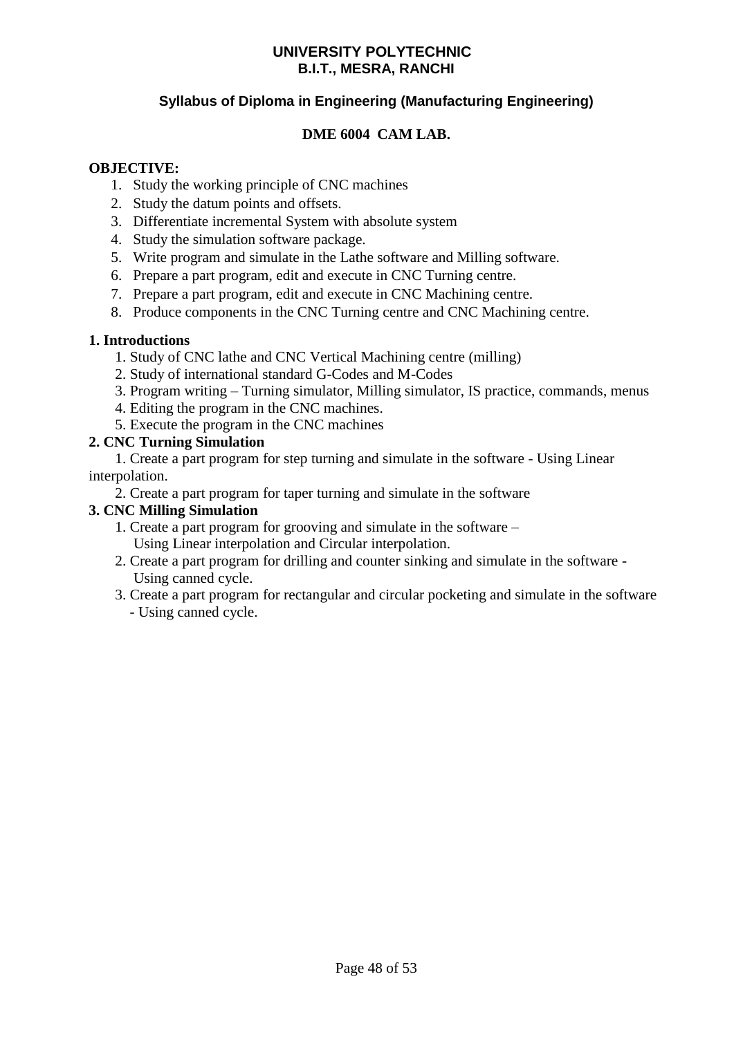**UNIVERSITY POLYTECHNIC**
**B.I.T., MESRA, RANCHI**

**Syllabus of Diploma in Engineering (Manufacturing Engineering)**

## DME 6004 CAM LAB.

**OBJECTIVE:**

1. Study the working principle of CNC machines
2. Study the datum points and offsets.
3. Differentiate incremental System with absolute system
4. Study the simulation software package.
5. Write program and simulate in the Lathe software and Milling software.
6. Prepare a part program, edit and execute in CNC Turning centre.
7. Prepare a part program, edit and execute in CNC Machining centre.
8. Produce components in the CNC Turning centre and CNC Machining centre.

**1. Introductions**

1. Study of CNC lathe and CNC Vertical Machining centre (milling)
2. Study of international standard G-Codes and M-Codes
3. Program writing – Turning simulator, Milling simulator, IS practice, commands, menus
4. Editing the program in the CNC machines.
5. Execute the program in the CNC machines

**2. CNC Turning Simulation**

1. Create a part program for step turning and simulate in the software - Using Linear interpolation.
2. Create a part program for taper turning and simulate in the software

**3. CNC Milling Simulation**

1. Create a part program for grooving and simulate in the software – Using Linear interpolation and Circular interpolation.
2. Create a part program for drilling and counter sinking and simulate in the software - Using canned cycle.
3. Create a part program for rectangular and circular pocketing and simulate in the software - Using canned cycle.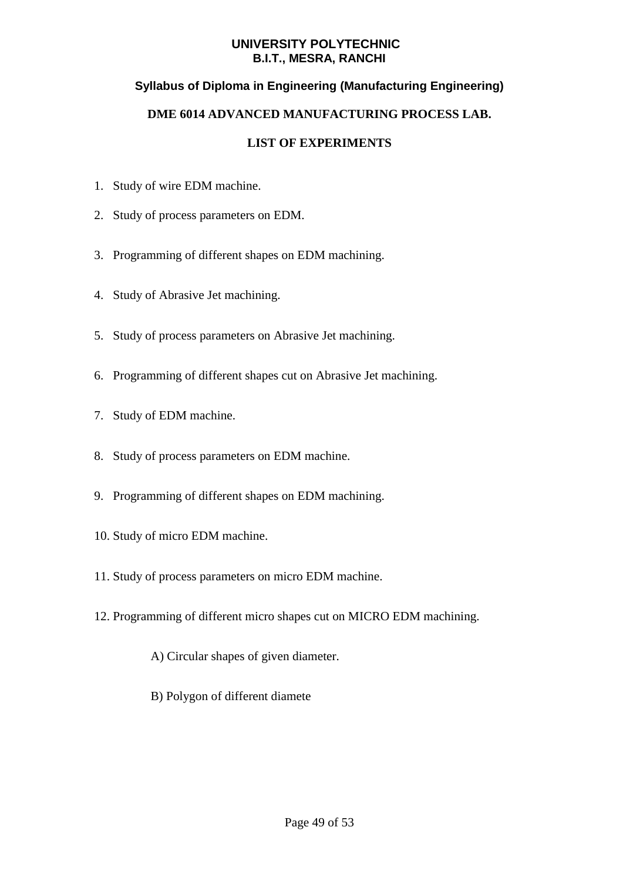**UNIVERSITY POLYTECHNIC**
**B.I.T., MESRA, RANCHI**

**Syllabus of Diploma in Engineering (Manufacturing Engineering)**

## DME 6014 ADVANCED MANUFACTURING PROCESS LAB.

### LIST OF EXPERIMENTS

1. Study of wire EDM machine.
2. Study of process parameters on EDM.
3. Programming of different shapes on EDM machining.
4. Study of Abrasive Jet machining.
5. Study of process parameters on Abrasive Jet machining.
6. Programming of different shapes cut on Abrasive Jet machining.
7. Study of EDM machine.
8. Study of process parameters on EDM machine.
9. Programming of different shapes on EDM machining.
10. Study of micro EDM machine.
11. Study of process parameters on micro EDM machine.
12. Programming of different micro shapes cut on MICRO EDM machining.

    A) Circular shapes of given diameter.

    B) Polygon of different diamete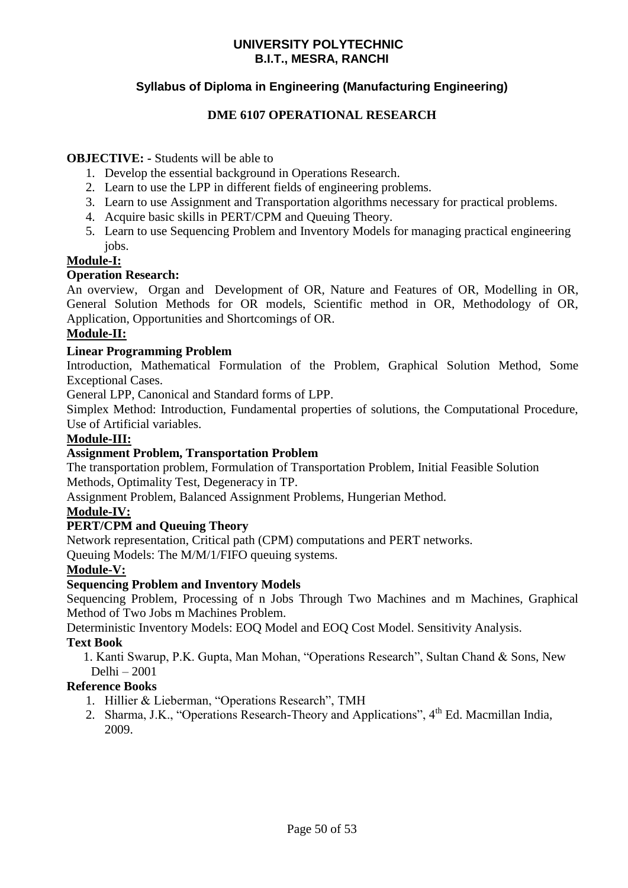**UNIVERSITY POLYTECHNIC**
**B.I.T., MESRA, RANCHI**

**Syllabus of Diploma in Engineering (Manufacturing Engineering)**

# DME 6107 OPERATIONAL RESEARCH

**OBJECTIVE: -** Students will be able to

1. Develop the essential background in Operations Research.
2. Learn to use the LPP in different fields of engineering problems.
3. Learn to use Assignment and Transportation algorithms necessary for practical problems.
4. Acquire basic skills in PERT/CPM and Queuing Theory.
5. Learn to use Sequencing Problem and Inventory Models for managing practical engineering jobs.

## Module-I:

### Operation Research:

An overview, Organ and Development of OR, Nature and Features of OR, Modelling in OR, General Solution Methods for OR models, Scientific method in OR, Methodology of OR, Application, Opportunities and Shortcomings of OR.

## Module-II:

### Linear Programming Problem

Introduction, Mathematical Formulation of the Problem, Graphical Solution Method, Some Exceptional Cases.

General LPP, Canonical and Standard forms of LPP.

Simplex Method: Introduction, Fundamental properties of solutions, the Computational Procedure, Use of Artificial variables.

## Module-III:

### Assignment Problem, Transportation Problem

The transportation problem, Formulation of Transportation Problem, Initial Feasible Solution Methods, Optimality Test, Degeneracy in TP.

Assignment Problem, Balanced Assignment Problems, Hungerian Method.

## Module-IV:

### PERT/CPM and Queuing Theory

Network representation, Critical path (CPM) computations and PERT networks.

Queuing Models: The M/M/1/FIFO queuing systems.

## Module-V:

### Sequencing Problem and Inventory Models

Sequencing Problem, Processing of n Jobs Through Two Machines and m Machines, Graphical Method of Two Jobs m Machines Problem.

Deterministic Inventory Models: EOQ Model and EOQ Cost Model. Sensitivity Analysis.

### Text Book

1. Kanti Swarup, P.K. Gupta, Man Mohan, "Operations Research", Sultan Chand & Sons, New Delhi – 2001

### Reference Books

1. Hillier & Lieberman, "Operations Research", TMH
2. Sharma, J.K., "Operations Research-Theory and Applications", 4th Ed. Macmillan India, 2009.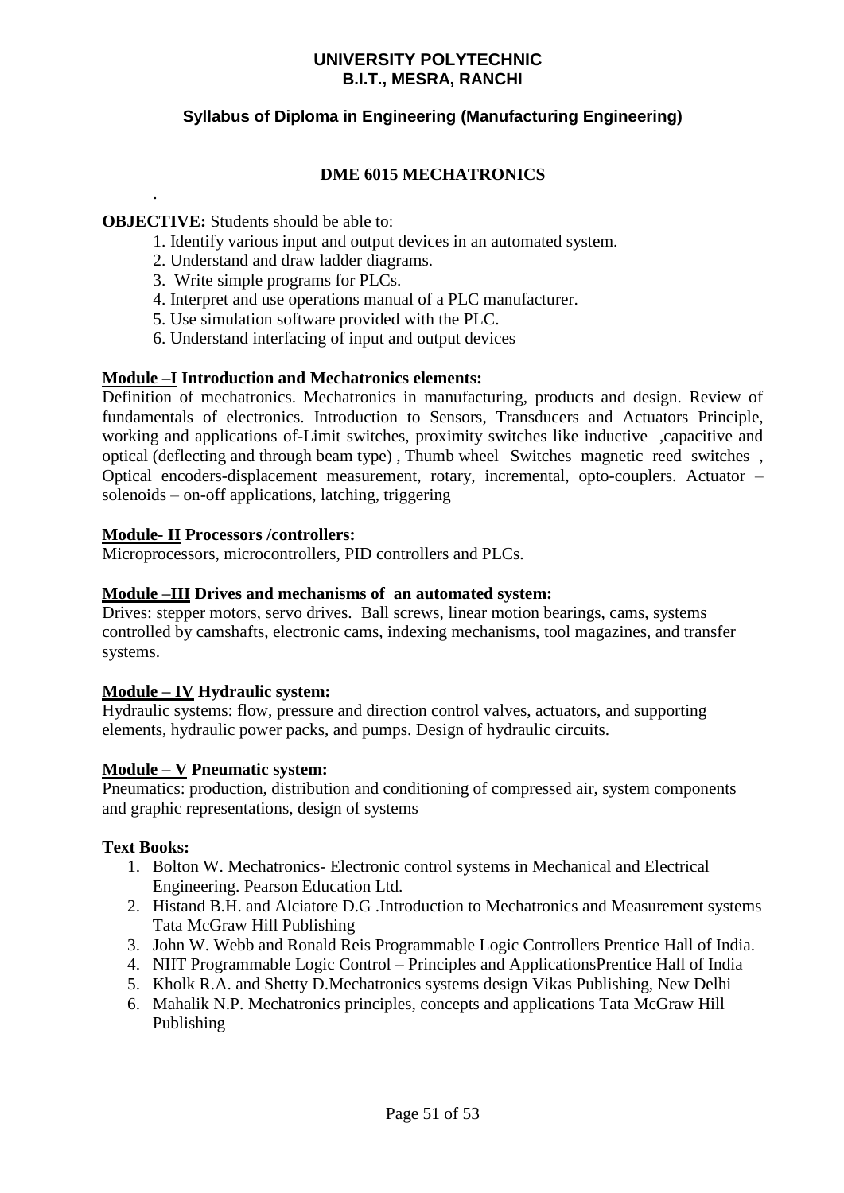**UNIVERSITY POLYTECHNIC**
**B.I.T., MESRA, RANCHI**

**Syllabus of Diploma in Engineering (Manufacturing Engineering)**

## DME 6015 MECHATRONICS

.

**OBJECTIVE:** Students should be able to:

1. Identify various input and output devices in an automated system.
2. Understand and draw ladder diagrams.
3. Write simple programs for PLCs.
4. Interpret and use operations manual of a PLC manufacturer.
5. Use simulation software provided with the PLC.
6. Understand interfacing of input and output devices

**Module –I Introduction and Mechatronics elements:**

Definition of mechatronics. Mechatronics in manufacturing, products and design. Review of fundamentals of electronics. Introduction to Sensors, Transducers and Actuators Principle, working and applications of-Limit switches, proximity switches like inductive ,capacitive and optical (deflecting and through beam type) , Thumb wheel Switches magnetic reed switches , Optical encoders-displacement measurement, rotary, incremental, opto-couplers. Actuator – solenoids – on-off applications, latching, triggering

**Module- II Processors /controllers:**

Microprocessors, microcontrollers, PID controllers and PLCs.

**Module –III Drives and mechanisms of an automated system:**

Drives: stepper motors, servo drives. Ball screws, linear motion bearings, cams, systems controlled by camshafts, electronic cams, indexing mechanisms, tool magazines, and transfer systems.

**Module – IV Hydraulic system:**

Hydraulic systems: flow, pressure and direction control valves, actuators, and supporting elements, hydraulic power packs, and pumps. Design of hydraulic circuits.

**Module – V Pneumatic system:**

Pneumatics: production, distribution and conditioning of compressed air, system components and graphic representations, design of systems

**Text Books:**

1. Bolton W. Mechatronics- Electronic control systems in Mechanical and Electrical Engineering. Pearson Education Ltd.
2. Histand B.H. and Alciatore D.G .Introduction to Mechatronics and Measurement systems Tata McGraw Hill Publishing
3. John W. Webb and Ronald Reis Programmable Logic Controllers Prentice Hall of India.
4. NIIT Programmable Logic Control – Principles and ApplicationsPrentice Hall of India
5. Kholk R.A. and Shetty D.Mechatronics systems design Vikas Publishing, New Delhi
6. Mahalik N.P. Mechatronics principles, concepts and applications Tata McGraw Hill Publishing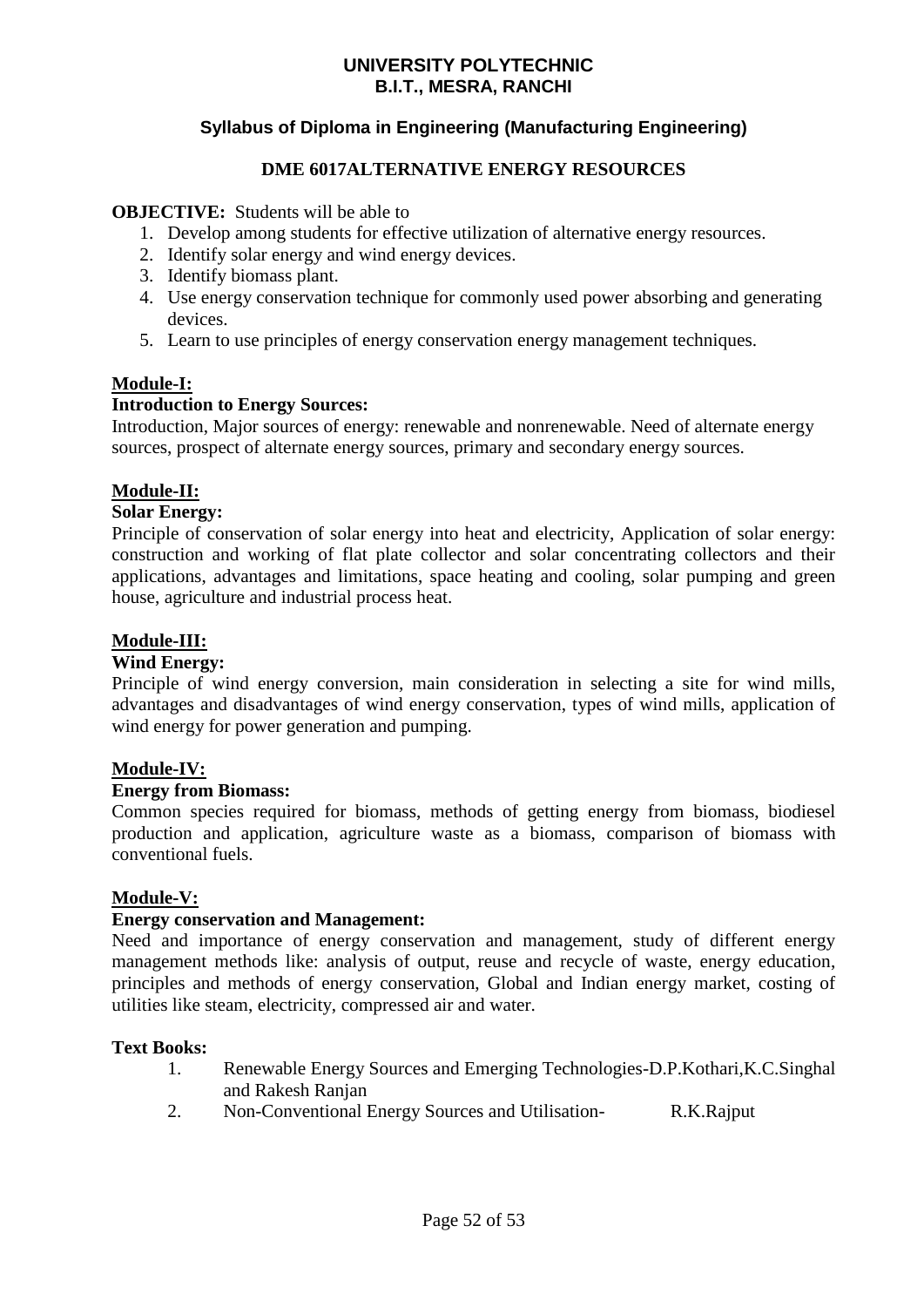# UNIVERSITY POLYTECHNIC
# B.I.T., MESRA, RANCHI

### Syllabus of Diploma in Engineering (Manufacturing Engineering)

### DME 6017ALTERNATIVE ENERGY RESOURCES

**OBJECTIVE:** Students will be able to

1. Develop among students for effective utilization of alternative energy resources.
2. Identify solar energy and wind energy devices.
3. Identify biomass plant.
4. Use energy conservation technique for commonly used power absorbing and generating devices.
5. Learn to use principles of energy conservation energy management techniques.

**Module-I:**

**Introduction to Energy Sources:**

Introduction, Major sources of energy: renewable and nonrenewable. Need of alternate energy sources, prospect of alternate energy sources, primary and secondary energy sources.

**Module-II:**

**Solar Energy:**

Principle of conservation of solar energy into heat and electricity, Application of solar energy: construction and working of flat plate collector and solar concentrating collectors and their applications, advantages and limitations, space heating and cooling, solar pumping and green house, agriculture and industrial process heat.

**Module-III:**

**Wind Energy:**

Principle of wind energy conversion, main consideration in selecting a site for wind mills, advantages and disadvantages of wind energy conservation, types of wind mills, application of wind energy for power generation and pumping.

**Module-IV:**

**Energy from Biomass:**

Common species required for biomass, methods of getting energy from biomass, biodiesel production and application, agriculture waste as a biomass, comparison of biomass with conventional fuels.

**Module-V:**

**Energy conservation and Management:**

Need and importance of energy conservation and management, study of different energy management methods like: analysis of output, reuse and recycle of waste, energy education, principles and methods of energy conservation, Global and Indian energy market, costing of utilities like steam, electricity, compressed air and water.

**Text Books:**

1. Renewable Energy Sources and Emerging Technologies-D.P.Kothari,K.C.Singhal and Rakesh Ranjan
2. Non-Conventional Energy Sources and Utilisation- R.K.Rajput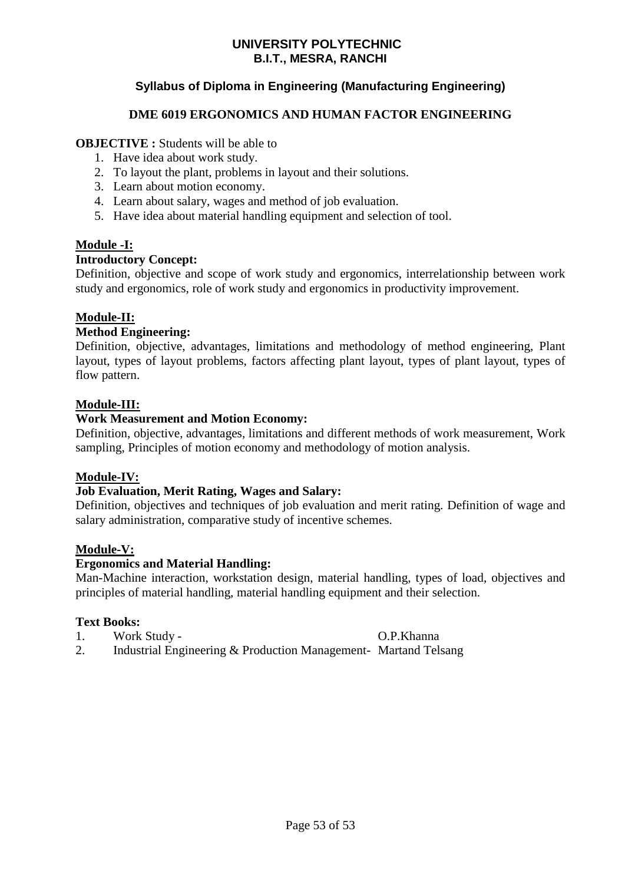**UNIVERSITY POLYTECHNIC**
**B.I.T., MESRA, RANCHI**

**Syllabus of Diploma in Engineering (Manufacturing Engineering)**

# DME 6019 ERGONOMICS AND HUMAN FACTOR ENGINEERING

**OBJECTIVE :** Students will be able to

1. Have idea about work study.
2. To layout the plant, problems in layout and their solutions.
3. Learn about motion economy.
4. Learn about salary, wages and method of job evaluation.
5. Have idea about material handling equipment and selection of tool.

## Module -I:

### Introductory Concept:

Definition, objective and scope of work study and ergonomics, interrelationship between work study and ergonomics, role of work study and ergonomics in productivity improvement.

## Module-II:

### Method Engineering:

Definition, objective, advantages, limitations and methodology of method engineering, Plant layout, types of layout problems, factors affecting plant layout, types of plant layout, types of flow pattern.

## Module-III:

### Work Measurement and Motion Economy:

Definition, objective, advantages, limitations and different methods of work measurement, Work sampling, Principles of motion economy and methodology of motion analysis.

## Module-IV:

### Job Evaluation, Merit Rating, Wages and Salary:

Definition, objectives and techniques of job evaluation and merit rating. Definition of wage and salary administration, comparative study of incentive schemes.

## Module-V:

### Ergonomics and Material Handling:

Man-Machine interaction, workstation design, material handling, types of load, objectives and principles of material handling, material handling equipment and their selection.

### Text Books:

1. Work Study - O.P.Khanna
2. Industrial Engineering & Production Management- Martand Telsang